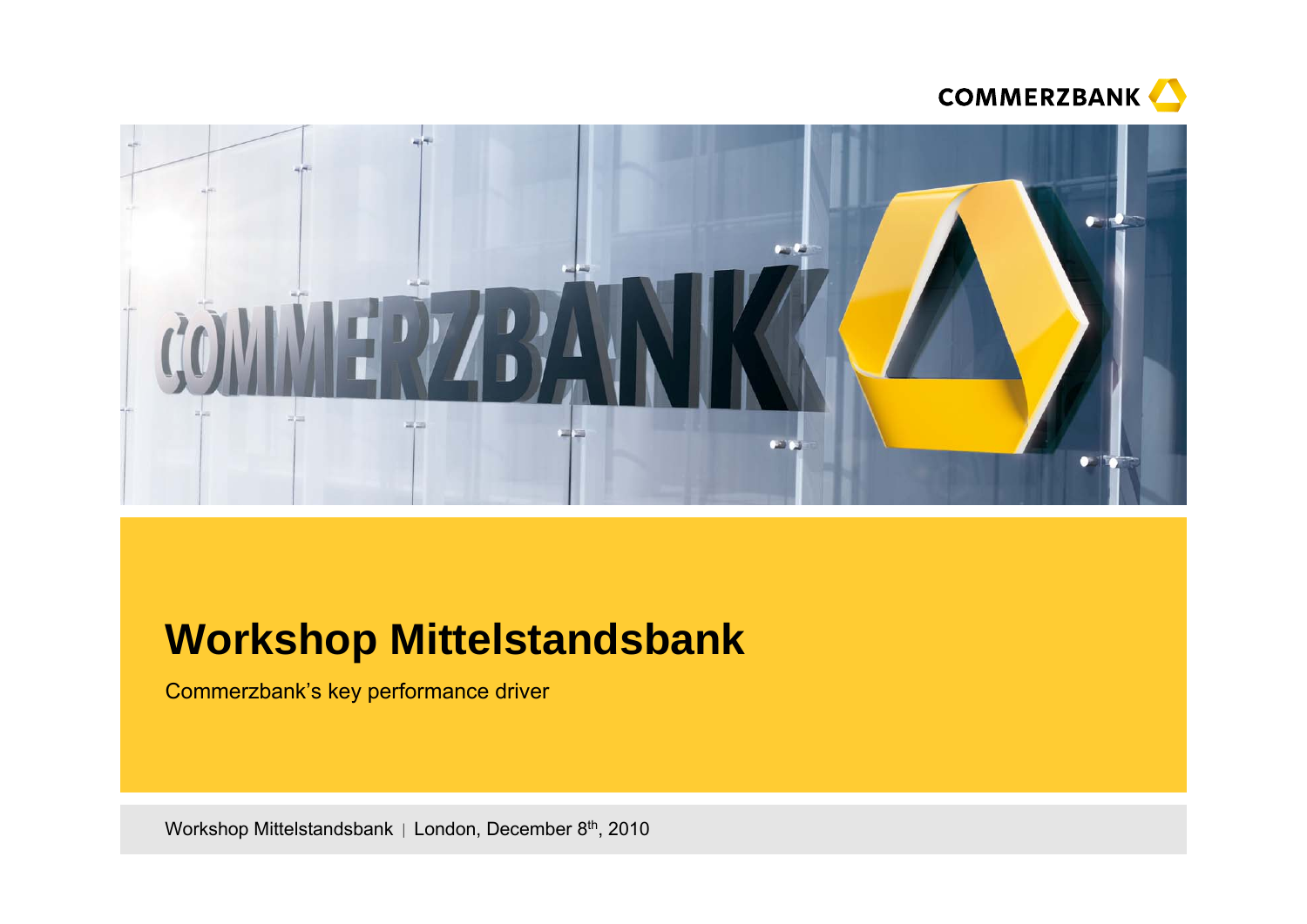# Workshop Mittelstandsbank

Commerzbank's key performance driver

Workshop Mittelstandsbank | London, December 8th, 2010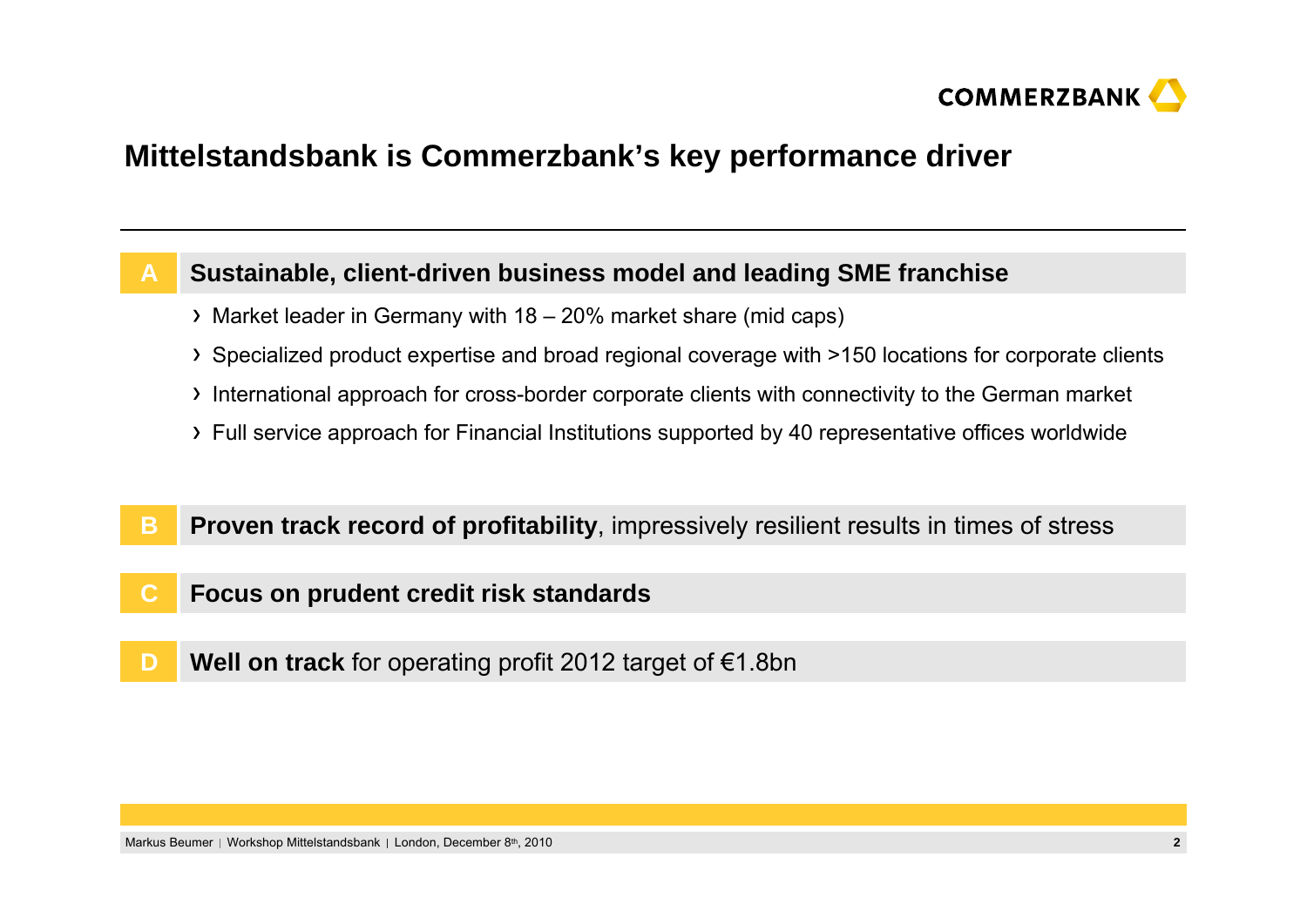# Mittelstandsbank is Commerzbank's key performance driver

**A** **Sustainable, client-driven business model and leading SME franchise**

- Market leader in Germany with 18 – 20% market share (mid caps)
- Specialized product expertise and broad regional coverage with >150 locations for corporate clients
- International approach for cross-border corporate clients with connectivity to the German market
- Full service approach for Financial Institutions supported by 40 representative offices worldwide

**B** **Proven track record of profitability**, impressively resilient results in times of stress

**C** **Focus on prudent credit risk standards**

**D** **Well on track** for operating profit 2012 target of €1.8bn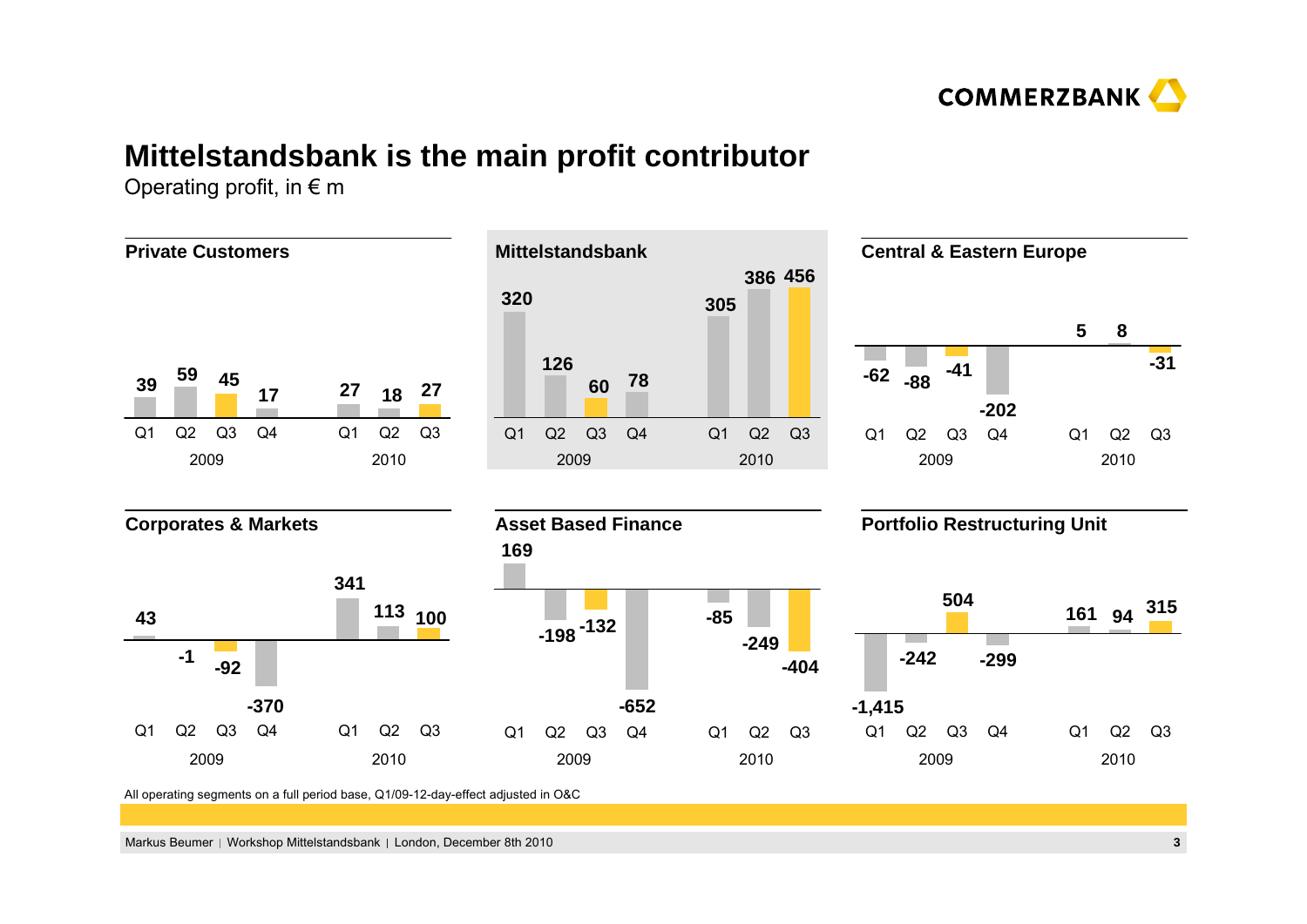# Mittelstandsbank is the main profit contributor

Operating profit, in € m

### Private Customers

| | 2009 Q1 | 2009 Q2 | 2009 Q3 | 2009 Q4 | 2010 Q1 | 2010 Q2 | 2010 Q3 |
|---|---|---|---|---|---|---|---|
| Private Customers | 39 | 59 | 45 | 17 | 27 | 18 | 27 |

### Mittelstandsbank

| | 2009 Q1 | 2009 Q2 | 2009 Q3 | 2009 Q4 | 2010 Q1 | 2010 Q2 | 2010 Q3 |
|---|---|---|---|---|---|---|---|
| Mittelstandsbank | 320 | 126 | 60 | 78 | 305 | 386 | 456 |

### Central & Eastern Europe

| | 2009 Q1 | 2009 Q2 | 2009 Q3 | 2009 Q4 | 2010 Q1 | 2010 Q2 | 2010 Q3 |
|---|---|---|---|---|---|---|---|
| Central & Eastern Europe | -62 | -88 | -41 | -202 | 5 | 8 | -31 |

### Corporates & Markets

| | 2009 Q1 | 2009 Q2 | 2009 Q3 | 2009 Q4 | 2010 Q1 | 2010 Q2 | 2010 Q3 |
|---|---|---|---|---|---|---|---|
| Corporates & Markets | 43 | -1 | -92 | -370 | 341 | 113 | 100 |

### Asset Based Finance

| | 2009 Q1 | 2009 Q2 | 2009 Q3 | 2009 Q4 | 2010 Q1 | 2010 Q2 | 2010 Q3 |
|---|---|---|---|---|---|---|---|
| Asset Based Finance | 169 | -198 | -132 | -652 | -85 | -249 | -404 |

### Portfolio Restructuring Unit

| | 2009 Q1 | 2009 Q2 | 2009 Q3 | 2009 Q4 | 2010 Q1 | 2010 Q2 | 2010 Q3 |
|---|---|---|---|---|---|---|---|
| Portfolio Restructuring Unit | -1,415 | -242 | 504 | -299 | 161 | 94 | 315 |

All operating segments on a full period base, Q1/09-12-day-effect adjusted in O&C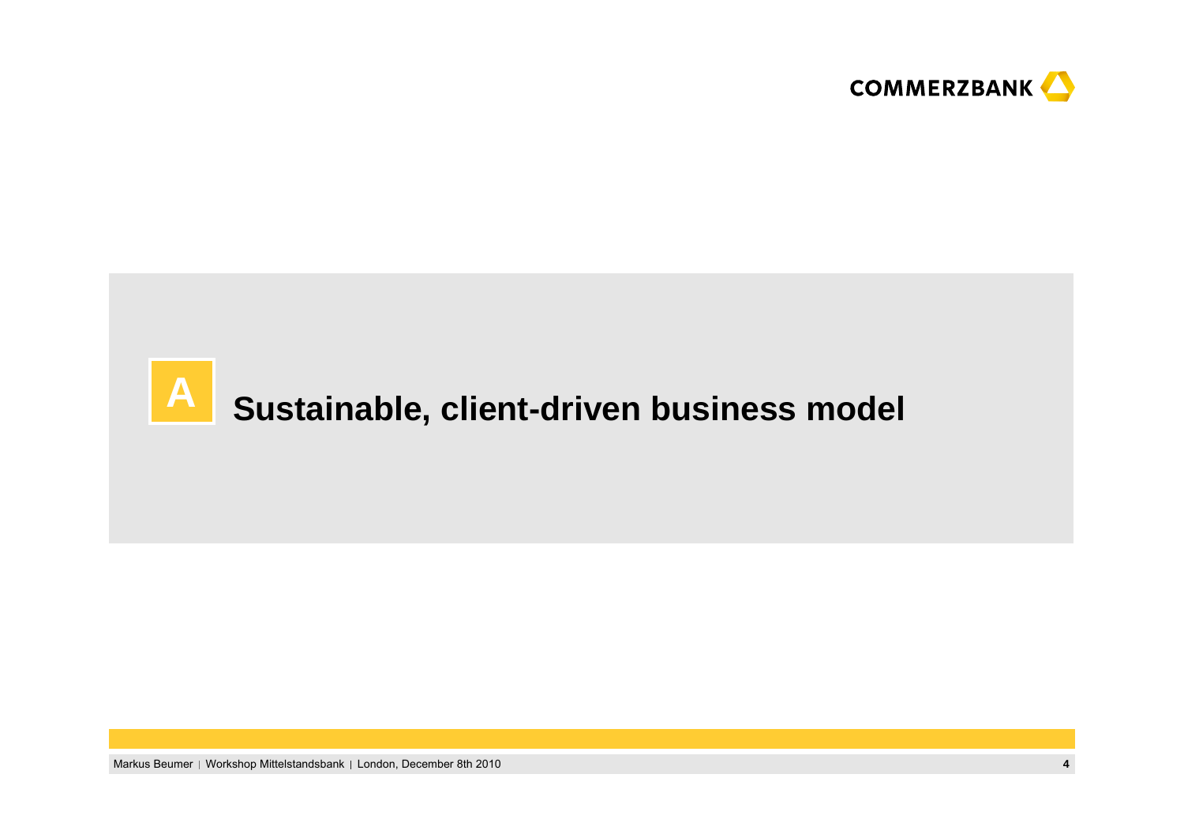# A Sustainable, client-driven business model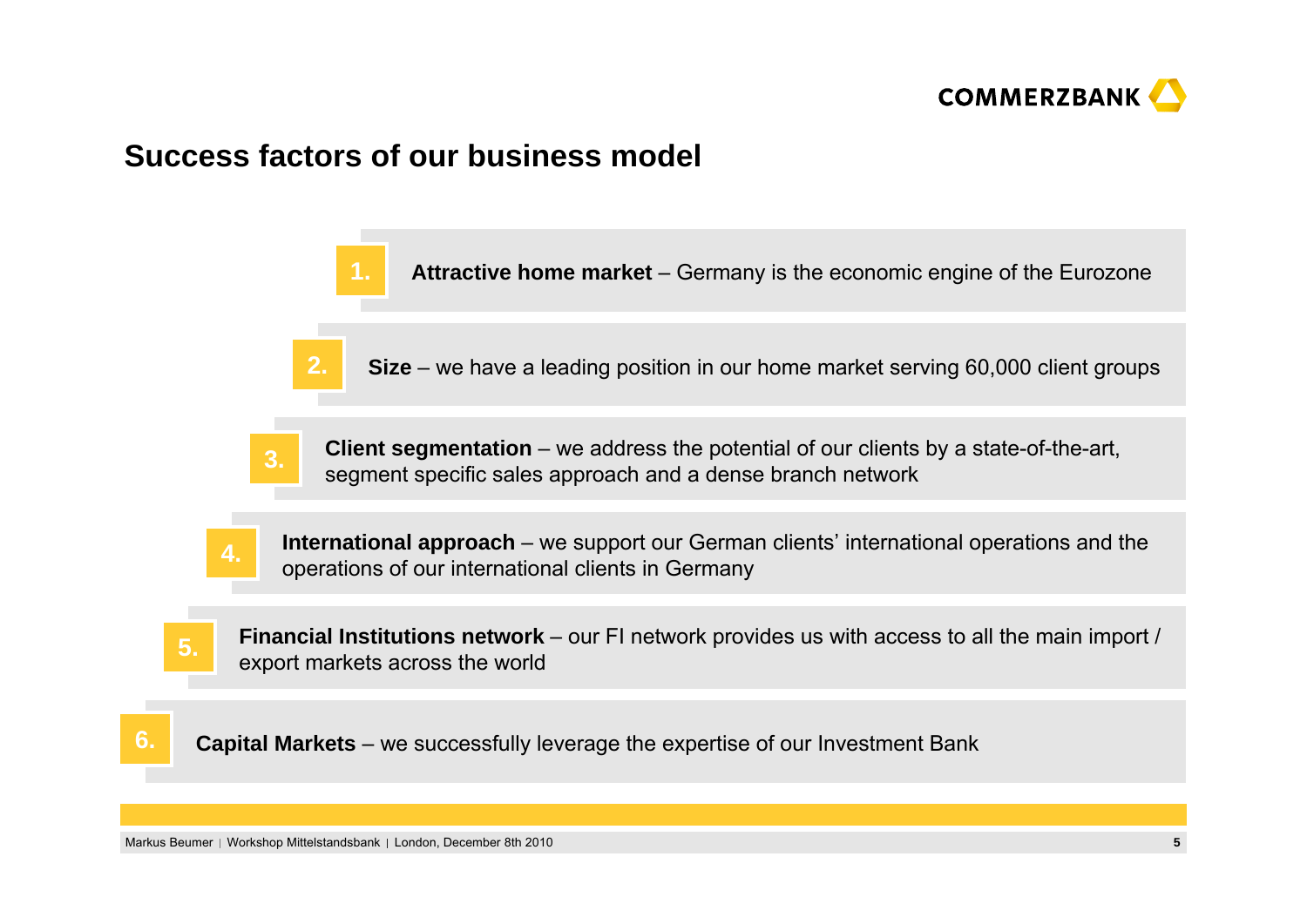## Success factors of our business model

1. **Attractive home market** – Germany is the economic engine of the Eurozone
2. **Size** – we have a leading position in our home market serving 60,000 client groups
3. **Client segmentation** – we address the potential of our clients by a state-of-the-art, segment specific sales approach and a dense branch network
4. **International approach** – we support our German clients' international operations and the operations of our international clients in Germany
5. **Financial Institutions network** – our FI network provides us with access to all the main import / export markets across the world
6. **Capital Markets** – we successfully leverage the expertise of our Investment Bank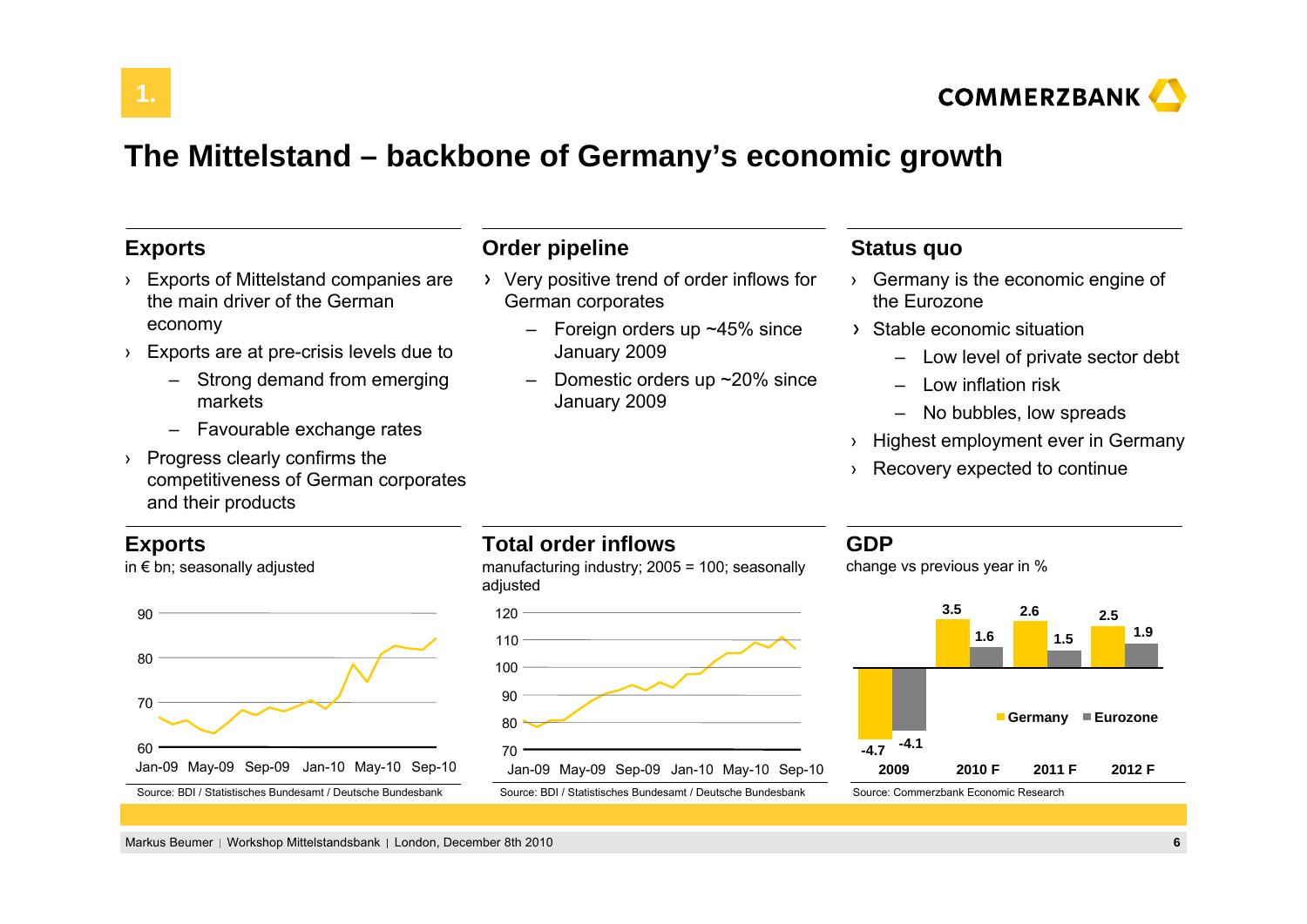# The Mittelstand – backbone of Germany's economic growth

## Exports

- Exports of Mittelstand companies are the main driver of the German economy
- Exports are at pre-crisis levels due to
  - Strong demand from emerging markets
  - Favourable exchange rates
- Progress clearly confirms the competitiveness of German corporates and their products

## Order pipeline

- Very positive trend of order inflows for German corporates
  - Foreign orders up ~45% since January 2009
  - Domestic orders up ~20% since January 2009

## Status quo

- Germany is the economic engine of the Eurozone
- Stable economic situation
  - Low level of private sector debt
  - Low inflation risk
  - No bubbles, low spreads
- Highest employment ever in Germany
- Recovery expected to continue

## Exports

in € bn; seasonally adjusted

Source: BDI / Statistisches Bundesamt / Deutsche Bundesbank

## Total order inflows

manufacturing industry; 2005 = 100; seasonally adjusted

Source: BDI / Statistisches Bundesamt / Deutsche Bundesbank

## GDP

change vs previous year in %

| | 2009 | 2010 F | 2011 F | 2012 F |
|---|---|---|---|---|
| Germany | -4.7 | 3.5 | 2.6 | 2.5 |
| Eurozone | -4.1 | 1.6 | 1.5 | 1.9 |

Source: Commerzbank Economic Research

Markus Beumer | Workshop Mittelstandsbank | London, December 8th 2010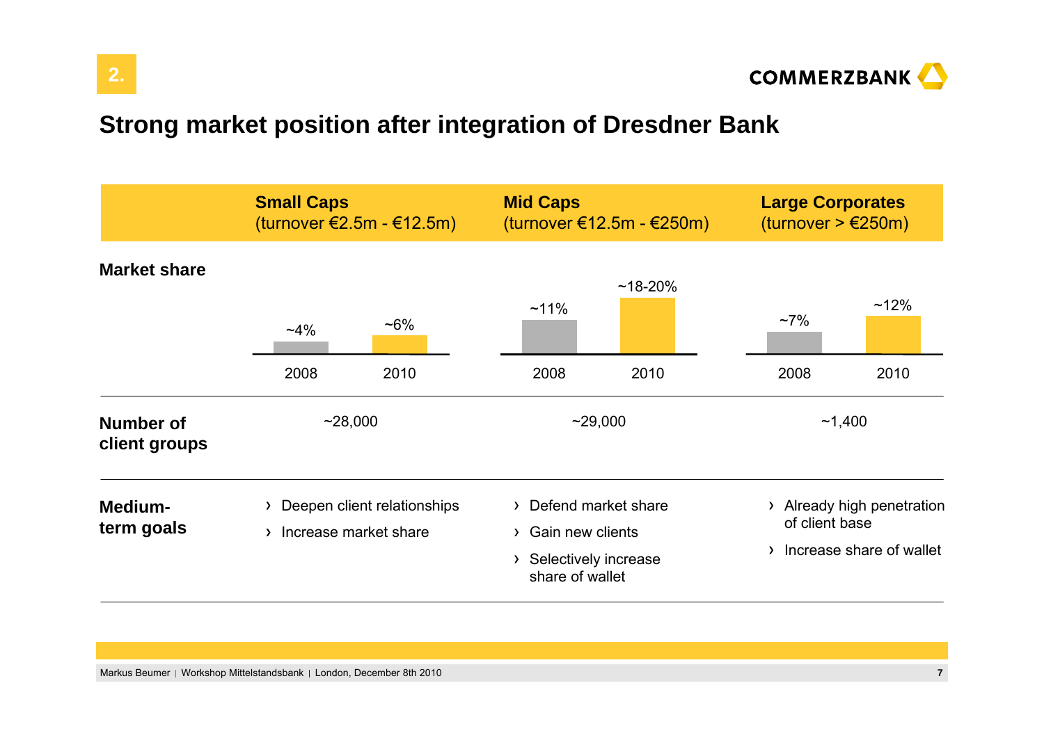2.

# Strong market position after integration of Dresdner Bank

| | Small Caps (turnover €2.5m - €12.5m) | | Mid Caps (turnover €12.5m - €250m) | | Large Corporates (turnover > €250m) | |
|---|---|---|---|---|---|---|
| **Market share** | 2008 | 2010 | 2008 | 2010 | 2008 | 2010 |
| | ~4% | ~6% | ~11% | ~18-20% | ~7% | ~12% |
| **Number of client groups** | ~28,000 | | ~29,000 | | ~1,400 | |
| **Medium-term goals** | › Deepen client relationships<br>› Increase market share | | › Defend market share<br>› Gain new clients<br>› Selectively increase share of wallet | | › Already high penetration of client base<br>› Increase share of wallet | |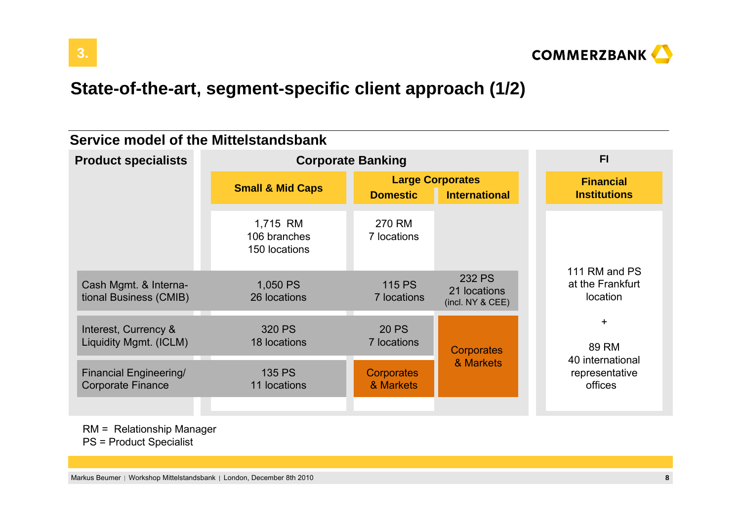# State-of-the-art, segment-specific client approach (1/2)

## Service model of the Mittelstandsbank

| Product specialists | Corporate Banking | | | FI |
|---|---|---|---|---|
| | Small & Mid Caps | Large Corporates – Domestic | Large Corporates – International | Financial Institutions |
| | 1,715 RM<br>106 branches<br>150 locations | 270 RM<br>7 locations | | 111 RM and PS at the Frankfurt location<br>+<br>89 RM<br>40 international representative offices |
| Cash Mgmt. & International Business (CMIB) | 1,050 PS<br>26 locations | 115 PS<br>7 locations | 232 PS<br>21 locations<br>(incl. NY & CEE) | |
| Interest, Currency & Liquidity Mgmt. (ICLM) | 320 PS<br>18 locations | 20 PS<br>7 locations | Corporates & Markets | |
| Financial Engineering/ Corporate Finance | 135 PS<br>11 locations | Corporates & Markets | Corporates & Markets | |

RM = Relationship Manager
PS = Product Specialist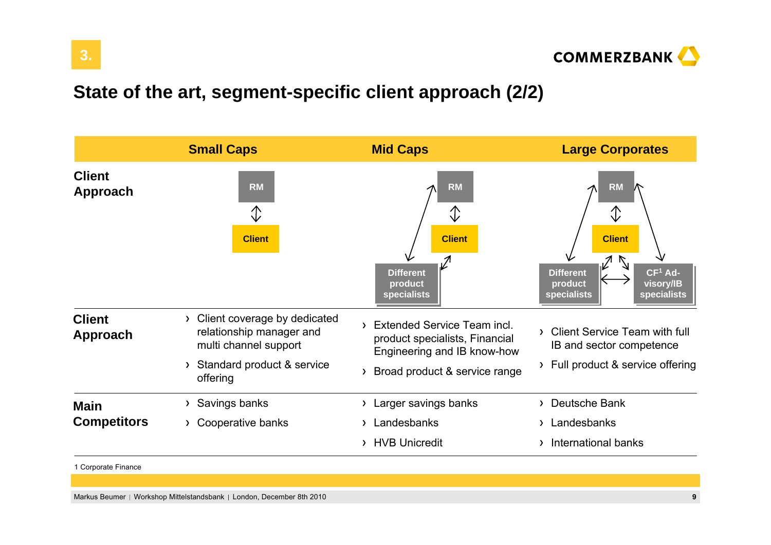## 3.

# State of the art, segment-specific client approach (2/2)

| | Small Caps | Mid Caps | Large Corporates |
|---|---|---|---|
| **Client Approach** | RM ↕ Client | RM ↕ Client; RM ↔ Different product specialists; Client ↔ Different product specialists | RM ↕ Client; RM ↔ Different product specialists; RM ↔ CF[1] Advisory/IB specialists; Client ↔ Different product specialists; Client ↔ CF[1] Advisory/IB specialists; Different product specialists ↔ CF[1] Advisory/IB specialists |
| **Client Approach** | › Client coverage by dedicated relationship manager and multi channel support<br>› Standard product & service offering | › Extended Service Team incl. product specialists, Financial Engineering and IB know-how<br>› Broad product & service range | › Client Service Team with full IB and sector competence<br>› Full product & service offering |
| **Main Competitors** | › Savings banks<br>› Cooperative banks | › Larger savings banks<br>› Landesbanks<br>› HVB Unicredit | › Deutsche Bank<br>› Landesbanks<br>› International banks |

1 Corporate Finance

Markus Beumer | Workshop Mittelstandsbank | London, December 8th 2010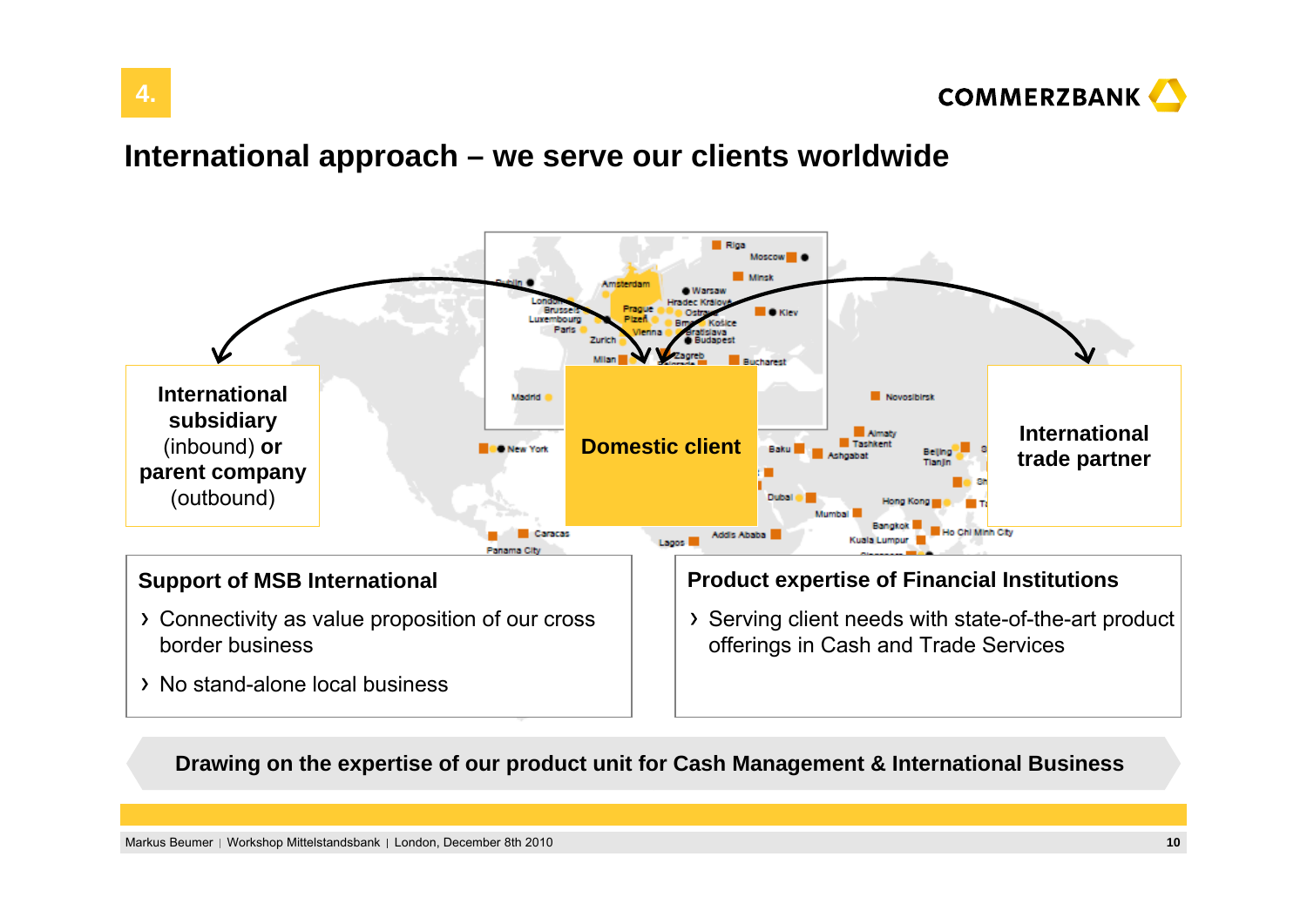# International approach – we serve our clients worldwide

**International subsidiary** (inbound) **or parent company** (outbound)

**Domestic client**

**International trade partner**

## Support of MSB International

- Connectivity as value proposition of our cross border business
- No stand-alone local business

## Product expertise of Financial Institutions

- Serving client needs with state-of-the-art product offerings in Cash and Trade Services

**Drawing on the expertise of our product unit for Cash Management & International Business**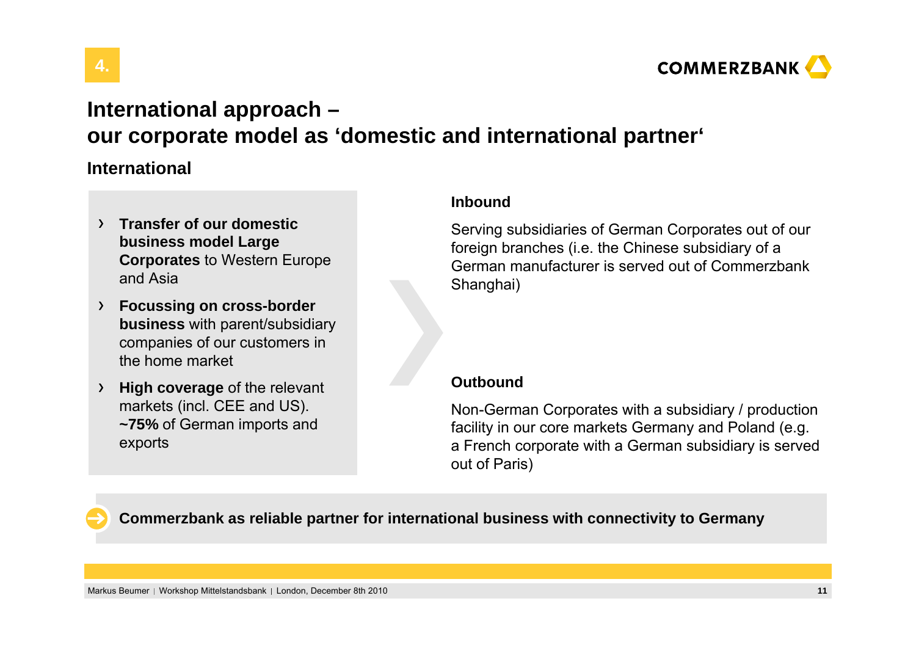# International approach – our corporate model as 'domestic and international partner'

## International

- **Transfer of our domestic business model Large Corporates** to Western Europe and Asia
- **Focussing on cross-border business** with parent/subsidiary companies of our customers in the home market
- **High coverage** of the relevant markets (incl. CEE and US). **~75%** of German imports and exports

### Inbound

Serving subsidiaries of German Corporates out of our foreign branches (i.e. the Chinese subsidiary of a German manufacturer is served out of Commerzbank Shanghai)

### Outbound

Non-German Corporates with a subsidiary / production facility in our core markets Germany and Poland (e.g. a French corporate with a German subsidiary is served out of Paris)

**Commerzbank as reliable partner for international business with connectivity to Germany**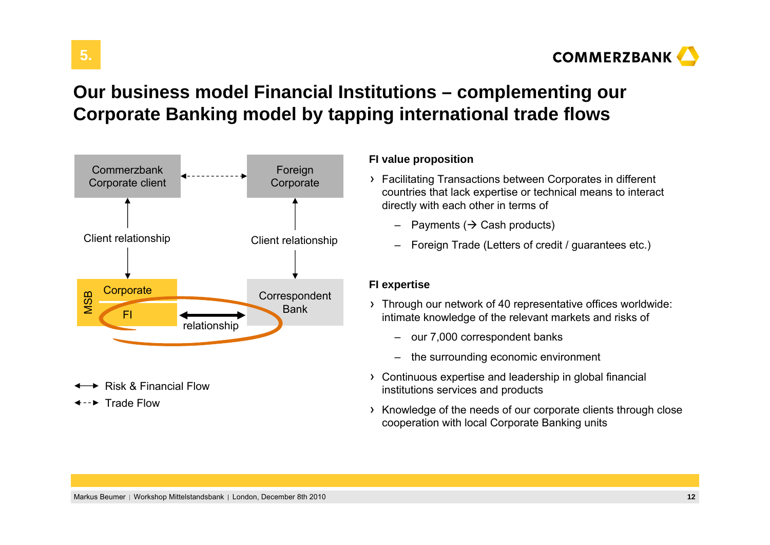5.

# Our business model Financial Institutions – complementing our Corporate Banking model by tapping international trade flows

Commerzbank Corporate client

Foreign Corporate

Client relationship

Client relationship

MSB

Corporate

FI

relationship

Correspondent Bank

Risk & Financial Flow

Trade Flow

**FI value proposition**

- Facilitating Transactions between Corporates in different countries that lack expertise or technical means to interact directly with each other in terms of
  - Payments (→ Cash products)
  - Foreign Trade (Letters of credit / guarantees etc.)

**FI expertise**

- Through our network of 40 representative offices worldwide: intimate knowledge of the relevant markets and risks of
  - our 7,000 correspondent banks
  - the surrounding economic environment
- Continuous expertise and leadership in global financial institutions services and products
- Knowledge of the needs of our corporate clients through close cooperation with local Corporate Banking units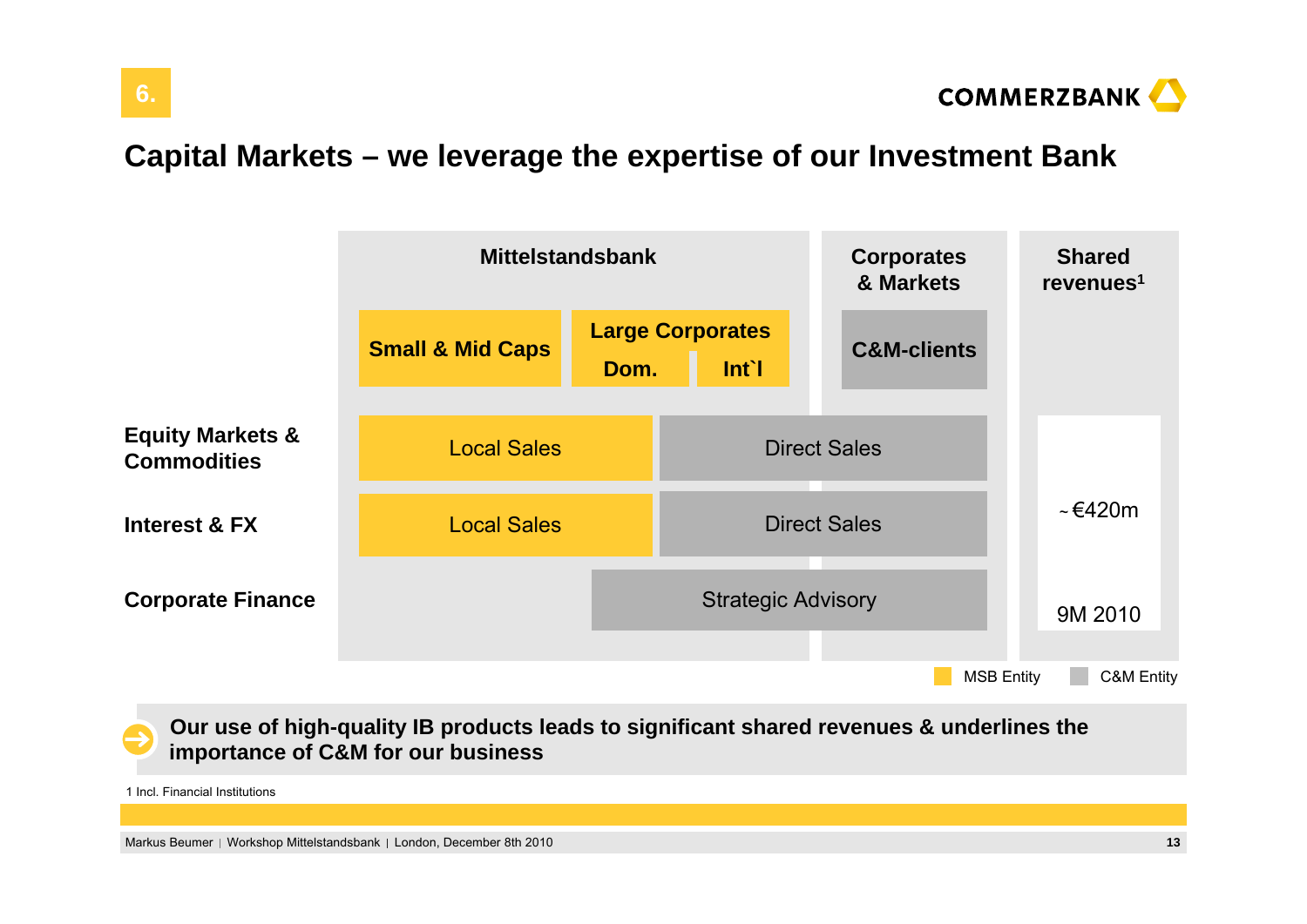6.

# Capital Markets – we leverage the expertise of our Investment Bank

| | Mittelstandsbank: Small & Mid Caps | Mittelstandsbank: Large Corporates Dom. | Mittelstandsbank: Large Corporates Int`l | Corporates & Markets: C&M-clients | Shared revenues[1] |
|---|---|---|---|---|---|
| **Equity Markets & Commodities** | Local Sales | Direct Sales | | | ~€420m (9M 2010) |
| **Interest & FX** | Local Sales | Direct Sales | | | |
| **Corporate Finance** | | Strategic Advisory | | | |

MSB Entity: Small & Mid Caps, Large Corporates (Dom., Int`l), Local Sales
C&M Entity: C&M-clients, Direct Sales, Strategic Advisory

**Our use of high-quality IB products leads to significant shared revenues & underlines the importance of C&M for our business**

1 Incl. Financial Institutions

Markus Beumer | Workshop Mittelstandsbank | London, December 8th 2010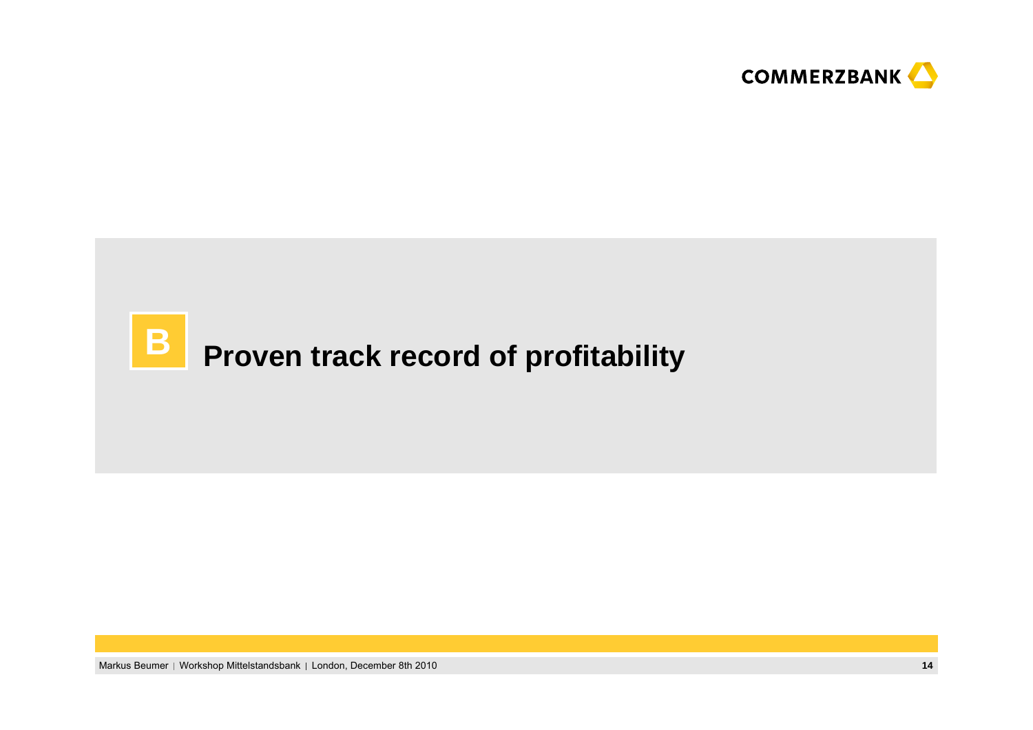# B Proven track record of profitability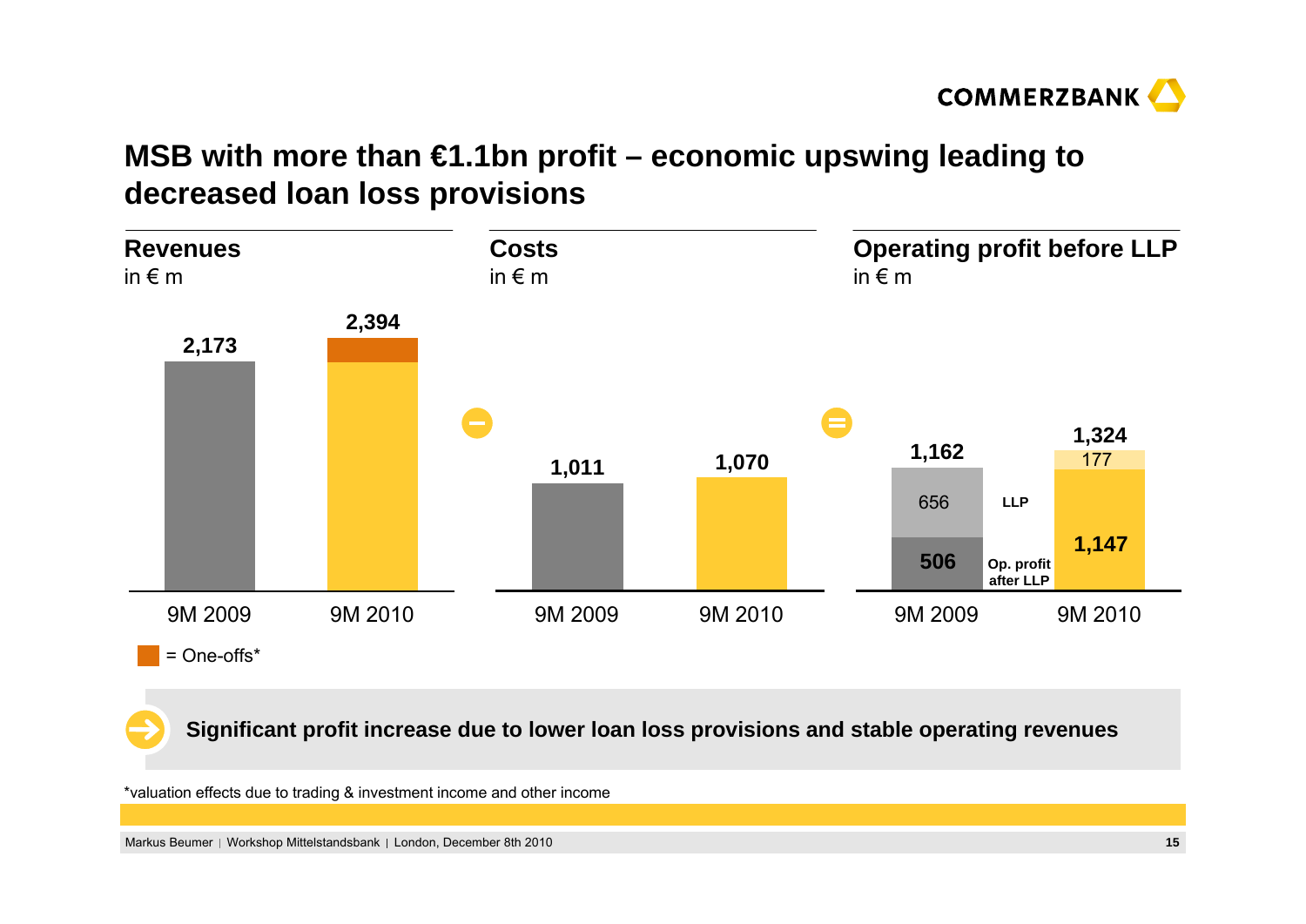# MSB with more than €1.1bn profit – economic upswing leading to decreased loan loss provisions

**Revenues**
in € m

| | 9M 2009 | 9M 2010 |
|---|---|---|
| Revenues | 2,173 | 2,394 |

= One-offs*

**Costs**
in € m

| | 9M 2009 | 9M 2010 |
|---|---|---|
| Costs | 1,011 | 1,070 |

**Operating profit before LLP**
in € m

| | 9M 2009 | 9M 2010 |
|---|---|---|
| LLP | 656 | 177 |
| Op. profit after LLP | 506 | 1,147 |
| Operating profit before LLP | 1,162 | 1,324 |

**Significant profit increase due to lower loan loss provisions and stable operating revenues**

*valuation effects due to trading & investment income and other income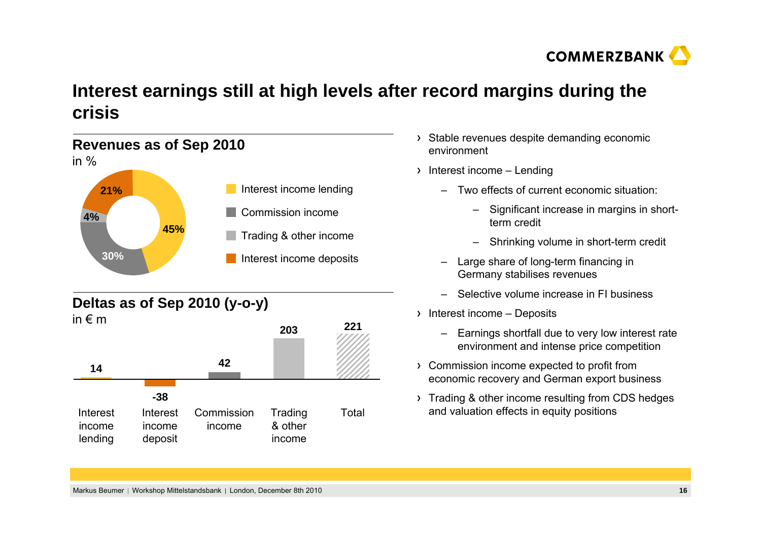# Interest earnings still at high levels after record margins during the crisis

## Revenues as of Sep 2010

in %

| Category | Share |
|---|---|
| Interest income lending | 45% |
| Commission income | 30% |
| Trading & other income | 4% |
| Interest income deposits | 21% |

## Deltas as of Sep 2010 (y-o-y)

in € m

| Interest income lending | Interest income deposit | Commission income | Trading & other income | Total |
|---|---|---|---|---|
| 14 | -38 | 42 | 203 | 221 |

- Stable revenues despite demanding economic environment
- Interest income – Lending
  - Two effects of current economic situation:
    - Significant increase in margins in short-term credit
    - Shrinking volume in short-term credit
  - Large share of long-term financing in Germany stabilises revenues
  - Selective volume increase in FI business
- Interest income – Deposits
  - Earnings shortfall due to very low interest rate environment and intense price competition
- Commission income expected to profit from economic recovery and German export business
- Trading & other income resulting from CDS hedges and valuation effects in equity positions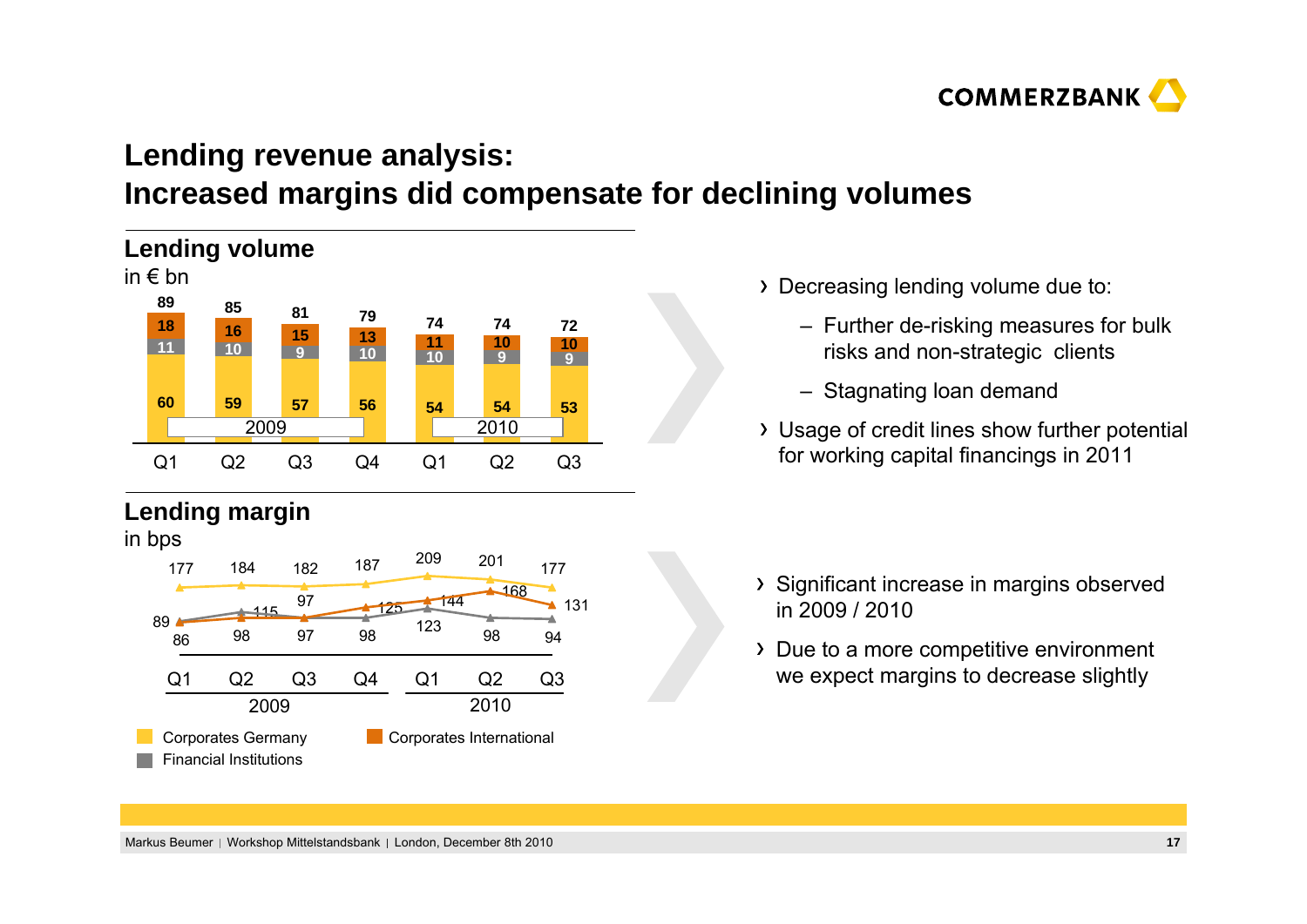# Lending revenue analysis: Increased margins did compensate for declining volumes

## Lending volume

in € bn

| | 2009 Q1 | 2009 Q2 | 2009 Q3 | 2009 Q4 | 2010 Q1 | 2010 Q2 | 2010 Q3 |
|---|---|---|---|---|---|---|---|
| Total | 89 | 85 | 81 | 79 | 74 | 74 | 72 |
| Corporates International | 18 | 16 | 15 | 13 | 11 | 10 | 10 |
| Financial Institutions | 11 | 10 | 9 | 10 | 10 | 9 | 9 |
| Corporates Germany | 60 | 59 | 57 | 56 | 54 | 54 | 53 |

- Decreasing lending volume due to:
  - Further de-risking measures for bulk risks and non-strategic clients
  - Stagnating loan demand
- Usage of credit lines show further potential for working capital financings in 2011

## Lending margin

in bps

| | 2009 Q1 | 2009 Q2 | 2009 Q3 | 2009 Q4 | 2010 Q1 | 2010 Q2 | 2010 Q3 |
|---|---|---|---|---|---|---|---|
| Corporates Germany | 177 | 184 | 182 | 187 | 209 | 201 | 177 |
| Corporates International | 86 | 98 | 97 | 125 | 144 | 168 | 131 |
| Financial Institutions | 89 | 115 | 97 | 98 | 123 | 98 | 94 |

- Significant increase in margins observed in 2009 / 2010
- Due to a more competitive environment we expect margins to decrease slightly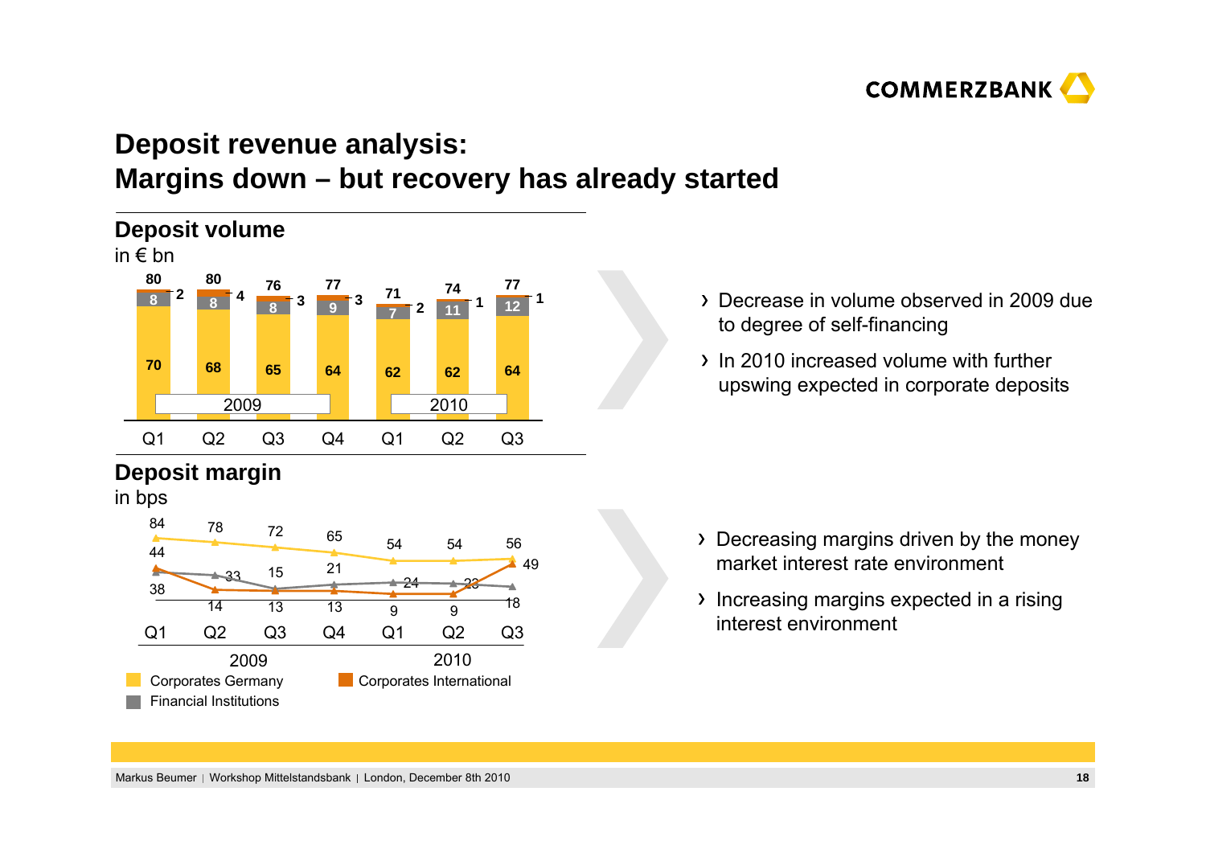# Deposit revenue analysis:
# Margins down – but recovery has already started

## Deposit volume

in € bn

| | 2009 Q1 | 2009 Q2 | 2009 Q3 | 2009 Q4 | 2010 Q1 | 2010 Q2 | 2010 Q3 |
|---|---|---|---|---|---|---|---|
| Total | 80 | 80 | 76 | 77 | 71 | 74 | 77 |
| Corporates International | 2 | 4 | 3 | 3 | 2 | 1 | 1 |
| Financial Institutions | 8 | 8 | 8 | 9 | 7 | 11 | 12 |
| Corporates Germany | 70 | 68 | 65 | 64 | 62 | 62 | 64 |

- Decrease in volume observed in 2009 due to degree of self-financing
- In 2010 increased volume with further upswing expected in corporate deposits

## Deposit margin

in bps

| | 2009 Q1 | 2009 Q2 | 2009 Q3 | 2009 Q4 | 2010 Q1 | 2010 Q2 | 2010 Q3 |
|---|---|---|---|---|---|---|---|
| Corporates Germany | 84 | 78 | 72 | 65 | 54 | 54 | 56 |
| Corporates International | 44 | 14 | 13 | 13 | 9 | 9 | 49 |
| Financial Institutions | 38 | 33 | 15 | 21 | 24 | 23 | 18 |

- Decreasing margins driven by the money market interest rate environment
- Increasing margins expected in a rising interest environment

Markus Beumer | Workshop Mittelstandsbank | London, December 8th 2010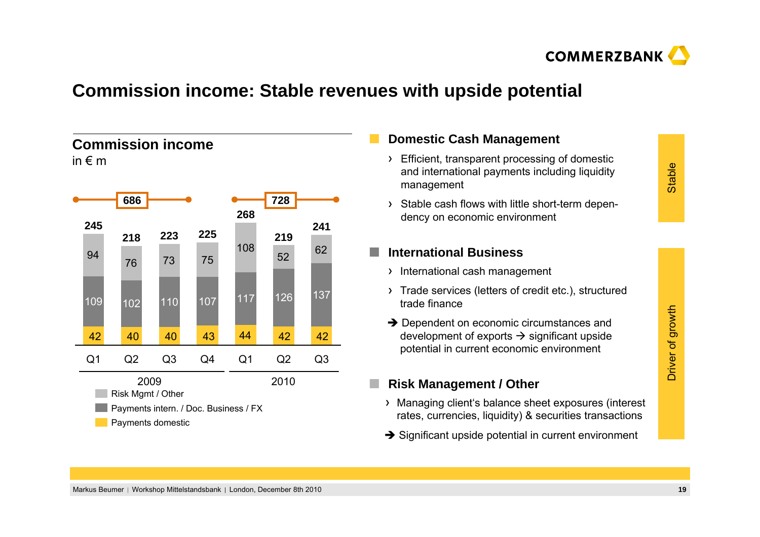# Commission income: Stable revenues with upside potential

## Commission income

in € m

| | 2009 Q1 | 2009 Q2 | 2009 Q3 | 2009 Q4 | 2010 Q1 | 2010 Q2 | 2010 Q3 |
|---|---|---|---|---|---|---|---|
| Risk Mgmt / Other | 94 | 76 | 73 | 75 | 108 | 52 | 62 |
| Payments intern. / Doc. Business / FX | 109 | 102 | 110 | 107 | 117 | 126 | 137 |
| Payments domestic | 42 | 40 | 40 | 43 | 44 | 42 | 42 |
| **Total** | **245** | **218** | **223** | **225** | **268** | **219** | **241** |

2009 (Q1–Q4): 686; 2010 (Q1–Q3): 728

### Domestic Cash Management

*Stable*

- › Efficient, transparent processing of domestic and international payments including liquidity management
- › Stable cash flows with little short-term dependency on economic environment

### International Business

*Driver of growth*

- › International cash management
- › Trade services (letters of credit etc.), structured trade finance
- ➔ Dependent on economic circumstances and development of exports → significant upside potential in current economic environment

### Risk Management / Other

- › Managing client's balance sheet exposures (interest rates, currencies, liquidity) & securities transactions
- ➔ Significant upside potential in current environment

Markus Beumer | Workshop Mittelstandsbank | London, December 8th 2010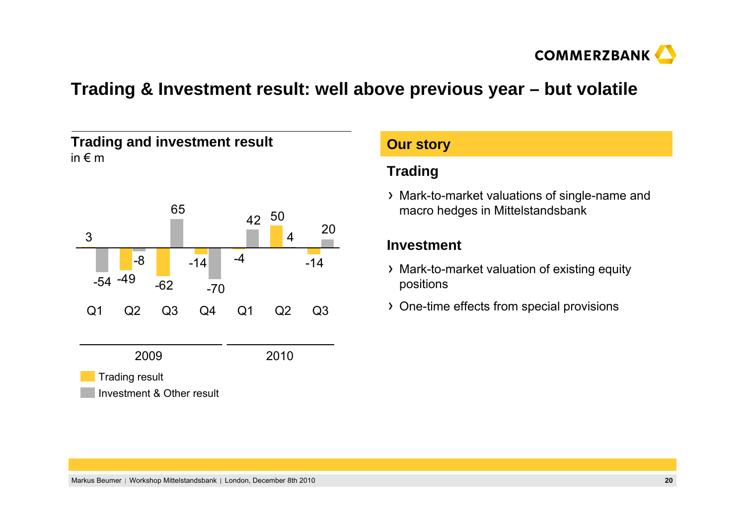# Trading & Investment result: well above previous year – but volatile

## Trading and investment result

in € m

| | 2009 Q1 | 2009 Q2 | 2009 Q3 | 2009 Q4 | 2010 Q1 | 2010 Q2 | 2010 Q3 |
|---|---|---|---|---|---|---|---|
| Trading result | 3 | -49 | -62 | -14 | -4 | 50 | -14 |
| Investment & Other result | -54 | -8 | 65 | -70 | 42 | 4 | 20 |

## Our story

### Trading

- Mark-to-market valuations of single-name and macro hedges in Mittelstandsbank

### Investment

- Mark-to-market valuation of existing equity positions
- One-time effects from special provisions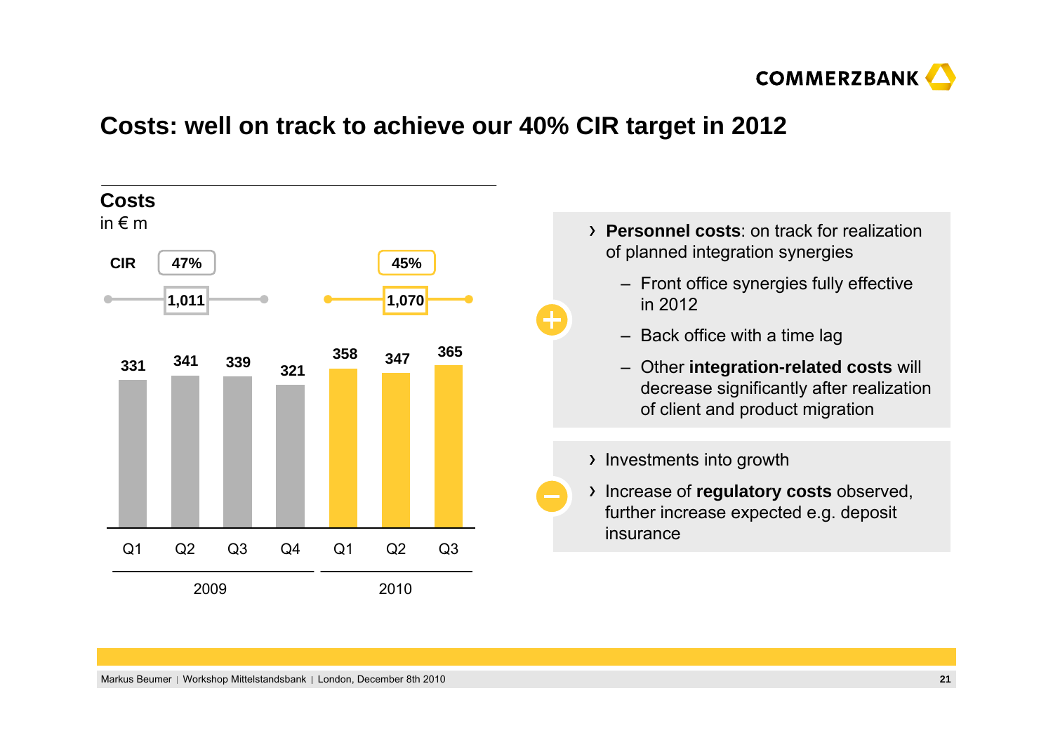# Costs: well on track to achieve our 40% CIR target in 2012

## Costs

in € m

| | 2009 Q1 | 2009 Q2 | 2009 Q3 | 2009 Q4 | 2010 Q1 | 2010 Q2 | 2010 Q3 |
|---|---|---|---|---|---|---|---|
| Costs | 331 | 341 | 339 | 321 | 358 | 347 | 365 |

| | 2009 (Q1–Q3) | 2010 (Q1–Q3) |
|---|---|---|
| CIR | 47% | 45% |
| Costs (Q1–Q3) | 1,011 | 1,070 |

**+**

- **Personnel costs**: on track for realization of planned integration synergies
  - Front office synergies fully effective in 2012
  - Back office with a time lag
  - Other **integration-related costs** will decrease significantly after realization of client and product migration

**–**

- Investments into growth
- Increase of **regulatory costs** observed, further increase expected e.g. deposit insurance

Markus Beumer | Workshop Mittelstandsbank | London, December 8th 2010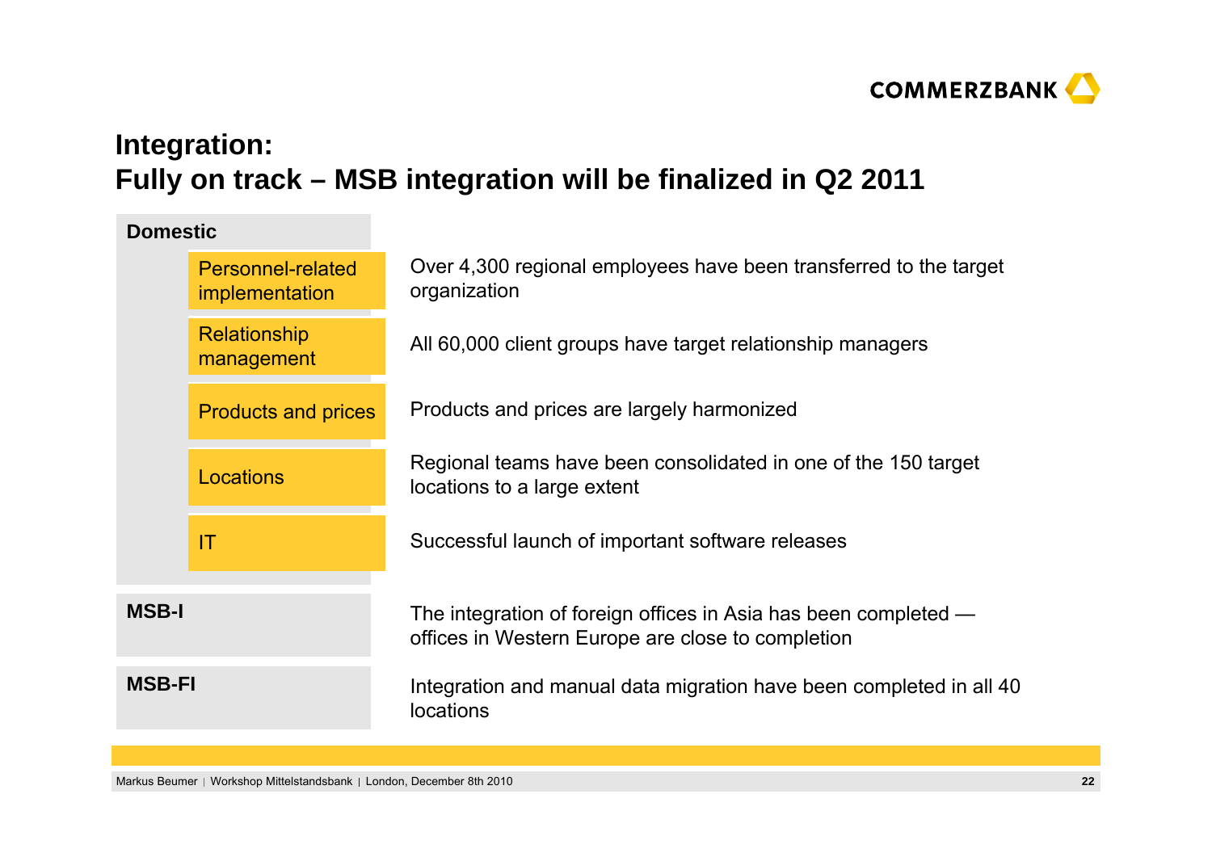# Integration:
# Fully on track – MSB integration will be finalized in Q2 2011

| | | |
|---|---|---|
| **Domestic** | Personnel-related implementation | Over 4,300 regional employees have been transferred to the target organization |
| | Relationship management | All 60,000 client groups have target relationship managers |
| | Products and prices | Products and prices are largely harmonized |
| | Locations | Regional teams have been consolidated in one of the 150 target locations to a large extent |
| | IT | Successful launch of important software releases |
| **MSB-I** | | The integration of foreign offices in Asia has been completed — offices in Western Europe are close to completion |
| **MSB-FI** | | Integration and manual data migration have been completed in all 40 locations |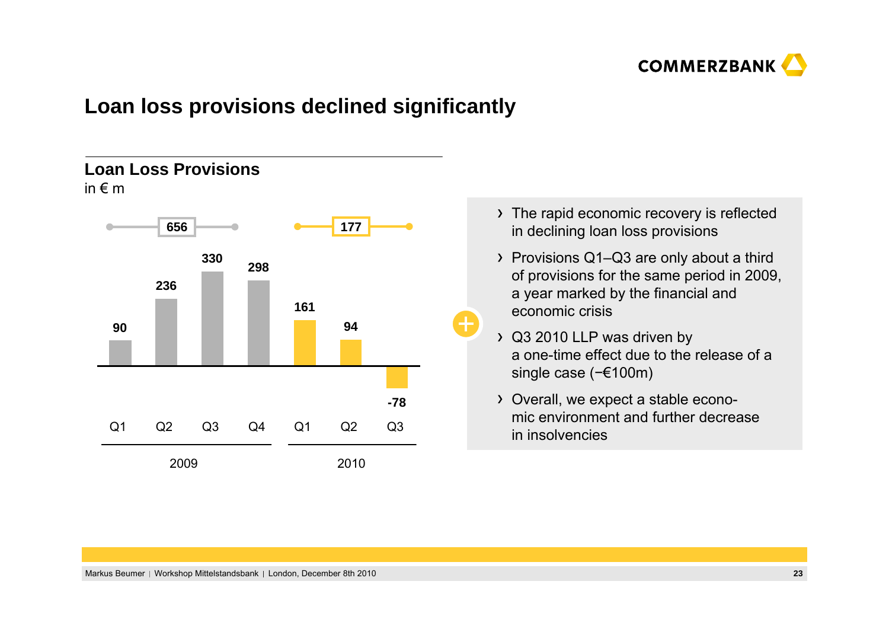# Loan loss provisions declined significantly

## Loan Loss Provisions

in € m

| | 2009 | | | | 2010 | | |
|---|---|---|---|---|---|---|---|
| | Q1 | Q2 | Q3 | Q4 | Q1 | Q2 | Q3 |
| Quarterly | 90 | 236 | 330 | 298 | 161 | 94 | -78 |
| Q1–Q3 total | 656 | | | | 177 | | |

- The rapid economic recovery is reflected in declining loan loss provisions
- Provisions Q1–Q3 are only about a third of provisions for the same period in 2009, a year marked by the financial and economic crisis
- Q3 2010 LLP was driven by a one-time effect due to the release of a single case (−€100m)
- Overall, we expect a stable economic environment and further decrease in insolvencies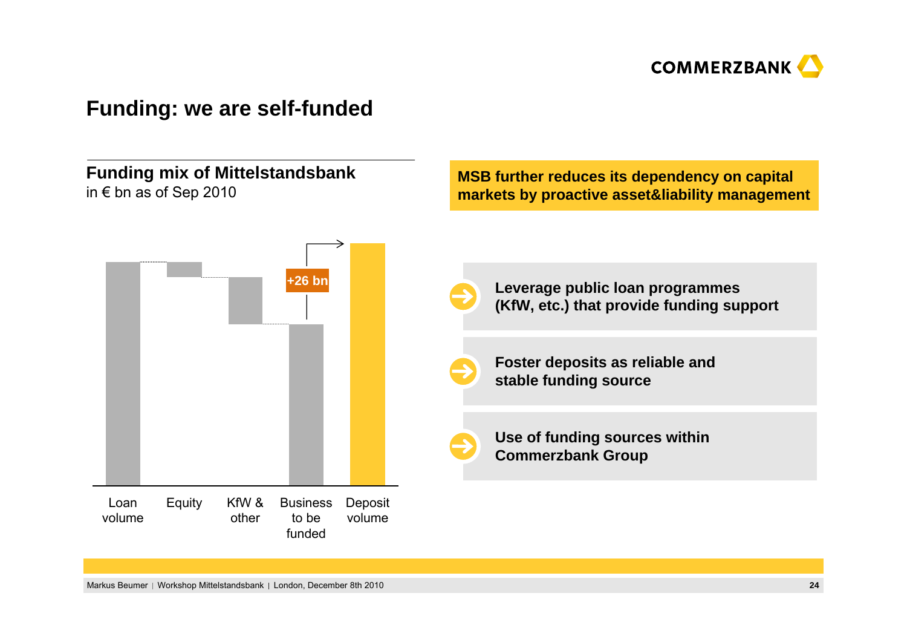# Funding: we are self-funded

## Funding mix of Mittelstandsbank

in € bn as of Sep 2010

+26 bn

Loan volume | Equity | KfW & other | Business to be funded | Deposit volume

**MSB further reduces its dependency on capital markets by proactive asset&liability management**

- **Leverage public loan programmes (KfW, etc.) that provide funding support**
- **Foster deposits as reliable and stable funding source**
- **Use of funding sources within Commerzbank Group**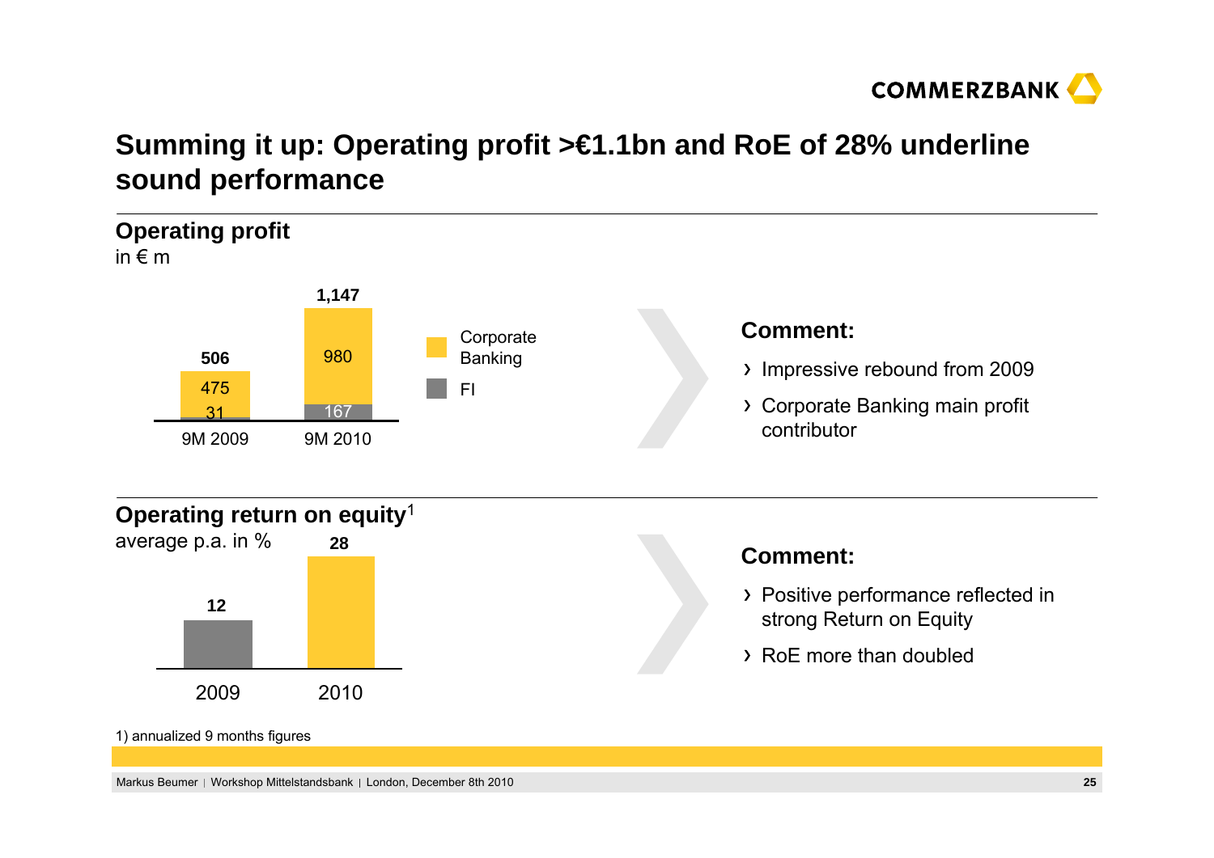# Summing it up: Operating profit >€1.1bn and RoE of 28% underline sound performance

## Operating profit

in € m

| | 9M 2009 | 9M 2010 |
|---|---|---|
| Corporate Banking | 475 | 980 |
| FI | 31 | 167 |
| **Total** | **506** | **1,147** |

**Comment:**

- Impressive rebound from 2009
- Corporate Banking main profit contributor

## Operating return on equity[1]

average p.a. in %

| 2009 | 2010 |
|---|---|
| **12** | **28** |

**Comment:**

- Positive performance reflected in strong Return on Equity
- RoE more than doubled

1) annualized 9 months figures

Markus Beumer | Workshop Mittelstandsbank | London, December 8th 2010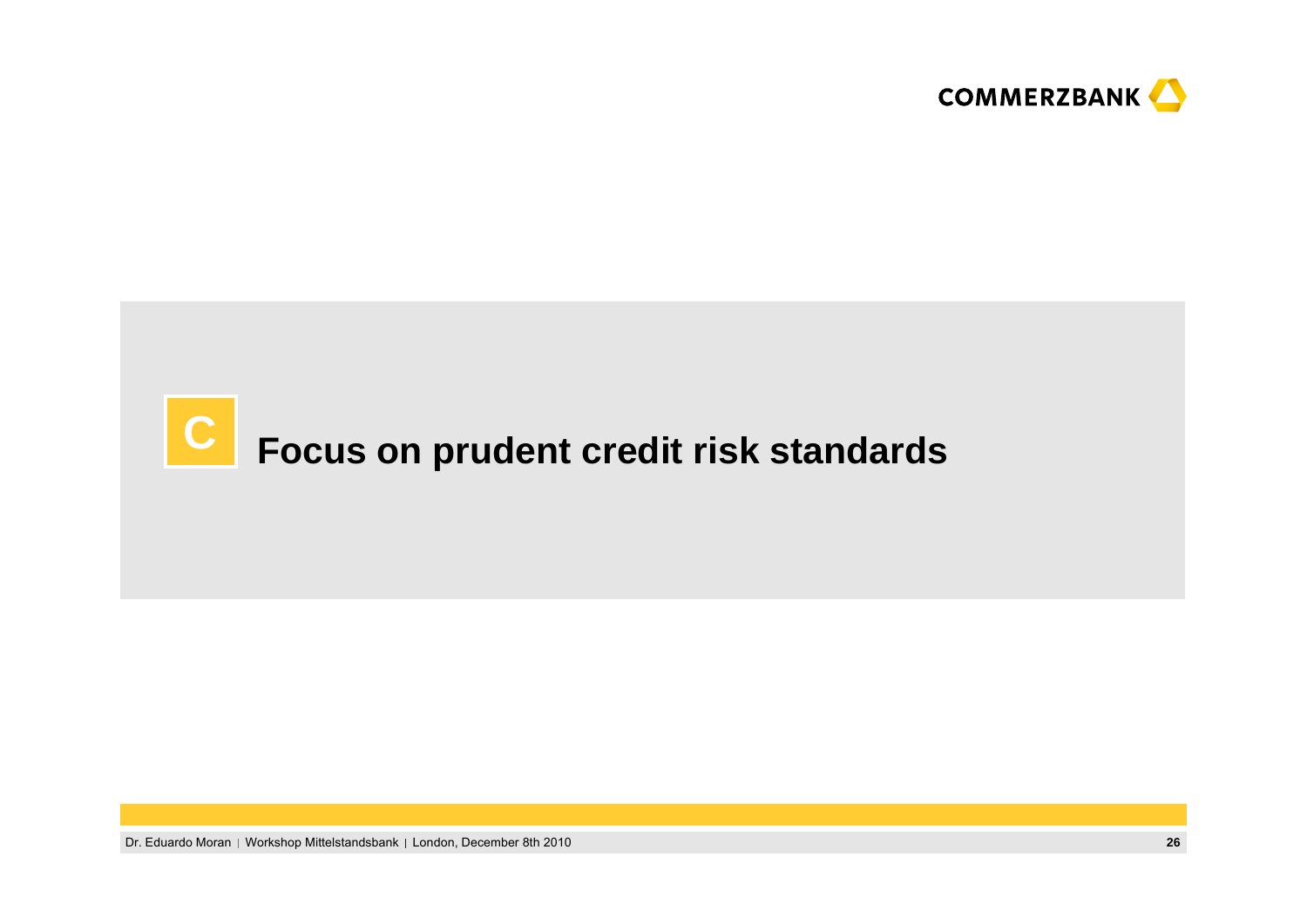# C Focus on prudent credit risk standards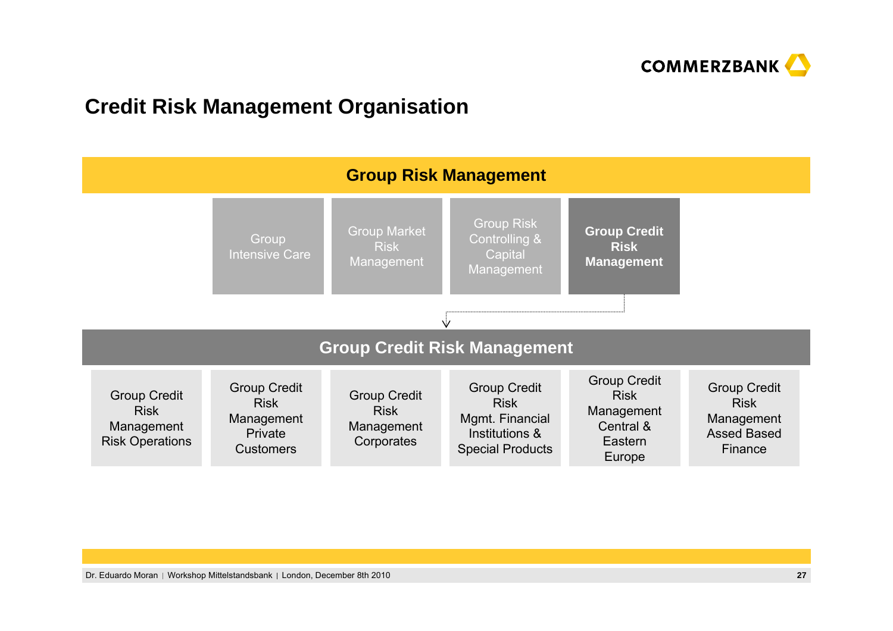# Credit Risk Management Organisation

## Group Risk Management

- Group Intensive Care
- Group Market Risk Management
- Group Risk Controlling & Capital Management
- **Group Credit Risk Management**

## Group Credit Risk Management

- Group Credit Risk Management Risk Operations
- Group Credit Risk Management Private Customers
- Group Credit Risk Management Corporates
- Group Credit Risk Mgmt. Financial Institutions & Special Products
- Group Credit Risk Management Central & Eastern Europe
- Group Credit Risk Management Assed Based Finance

Dr. Eduardo Moran | Workshop Mittelstandsbank | London, December 8th 2010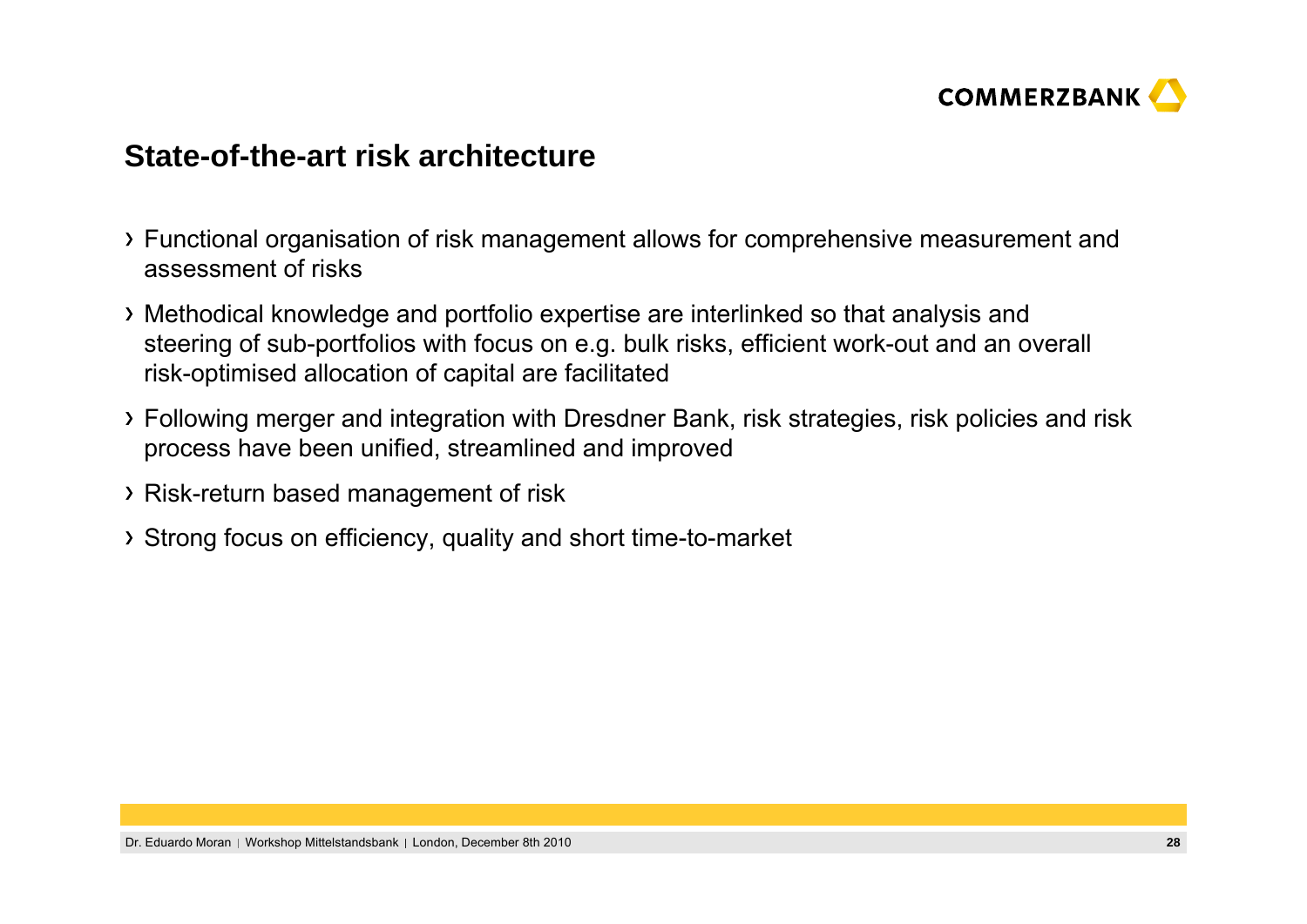## State-of-the-art risk architecture

- Functional organisation of risk management allows for comprehensive measurement and assessment of risks
- Methodical knowledge and portfolio expertise are interlinked so that analysis and steering of sub-portfolios with focus on e.g. bulk risks, efficient work-out and an overall risk-optimised allocation of capital are facilitated
- Following merger and integration with Dresdner Bank, risk strategies, risk policies and risk process have been unified, streamlined and improved
- Risk-return based management of risk
- Strong focus on efficiency, quality and short time-to-market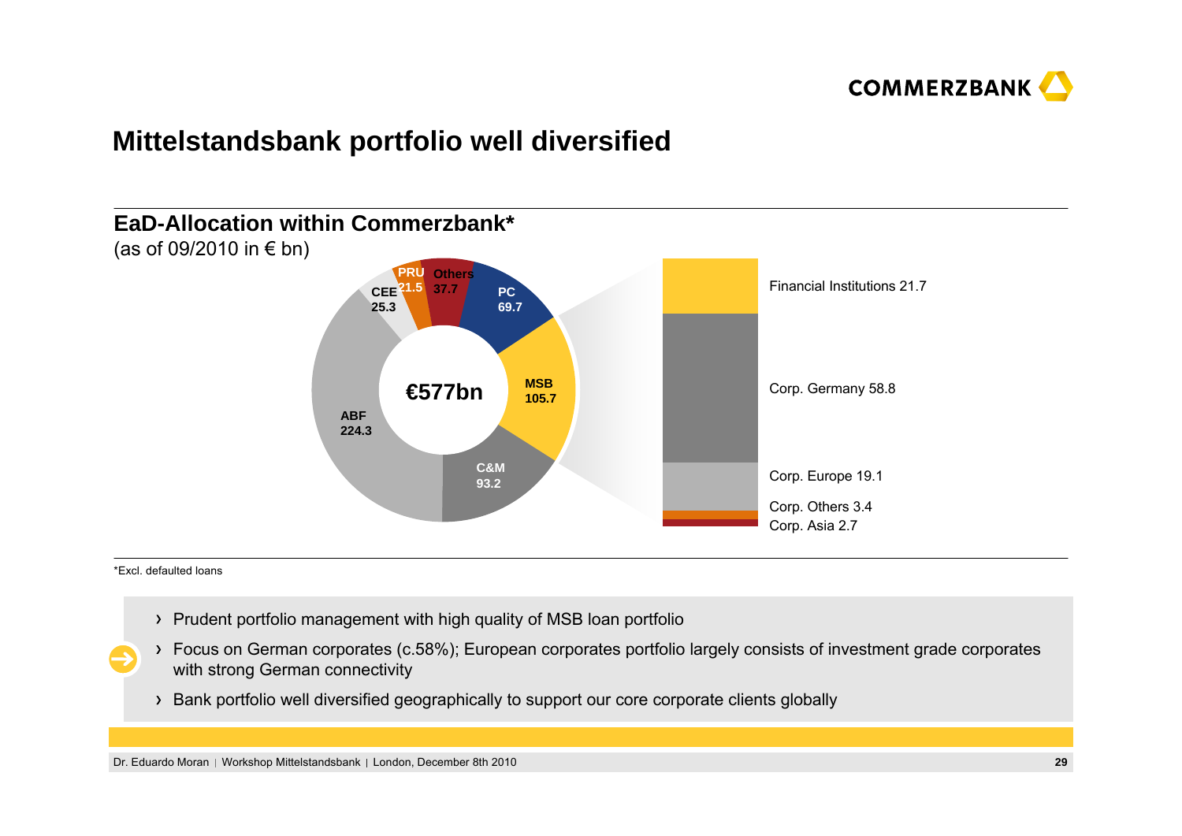# Mittelstandsbank portfolio well diversified

## EaD-Allocation within Commerzbank*

(as of 09/2010 in € bn)

| Segment | EaD (€ bn) |
|---|---|
| ABF | 224.3 |
| MSB | 105.7 |
| C&M | 93.2 |
| PC | 69.7 |
| Others | 37.7 |
| CEE | 25.3 |
| PRU | 21.5 |
| **Total** | **€577bn** |

MSB breakdown:

| MSB | EaD (€ bn) |
|---|---|
| Financial Institutions | 21.7 |
| Corp. Germany | 58.8 |
| Corp. Europe | 19.1 |
| Corp. Others | 3.4 |
| Corp. Asia | 2.7 |

*Excl. defaulted loans

- Prudent portfolio management with high quality of MSB loan portfolio
- Focus on German corporates (c.58%); European corporates portfolio largely consists of investment grade corporates with strong German connectivity
- Bank portfolio well diversified geographically to support our core corporate clients globally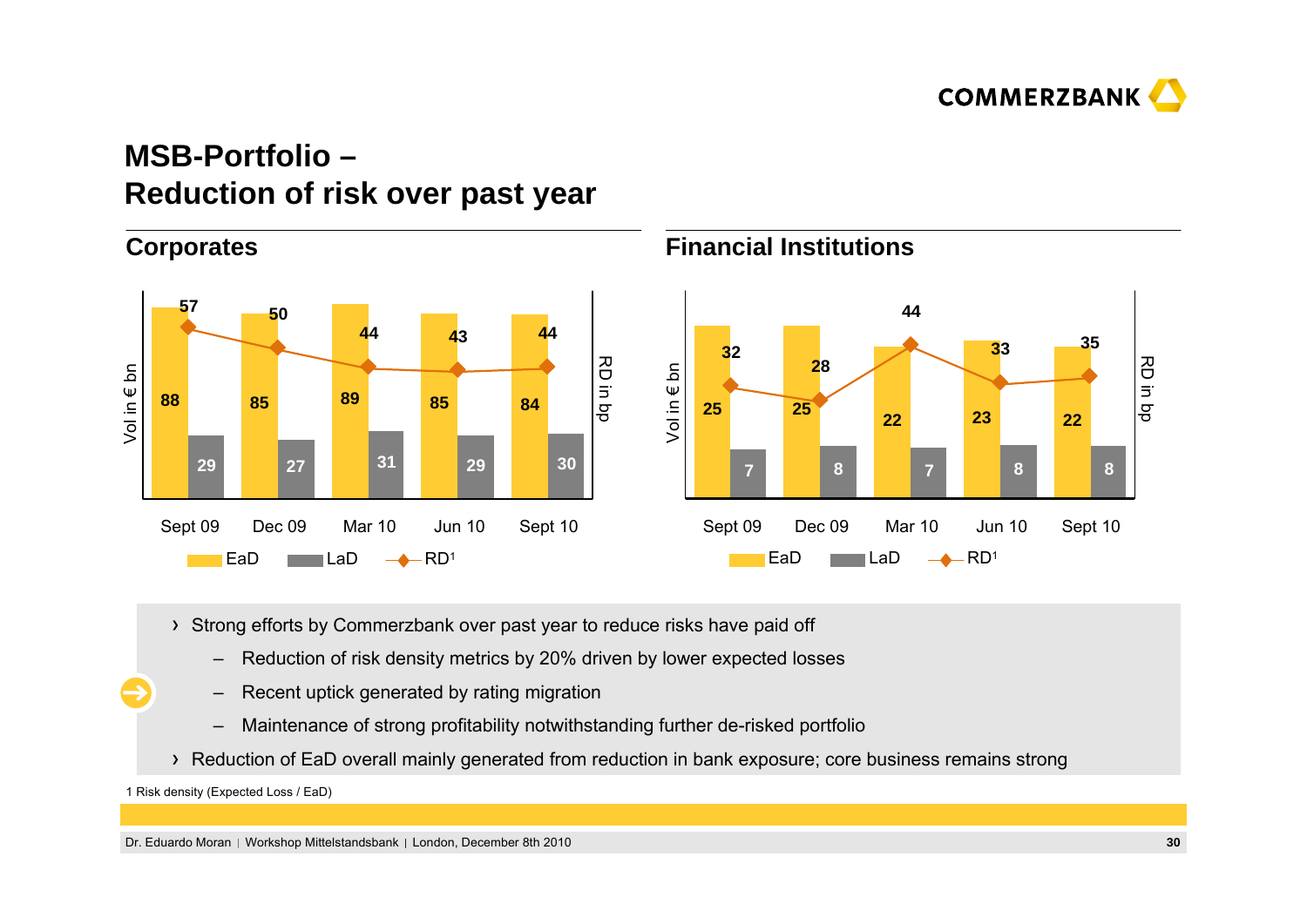# MSB-Portfolio – Reduction of risk over past year

## Corporates

| | Sept 09 | Dec 09 | Mar 10 | Jun 10 | Sept 10 |
|---|---|---|---|---|---|
| EaD (Vol in € bn) | 88 | 85 | 89 | 85 | 84 |
| LaD (Vol in € bn) | 29 | 27 | 31 | 29 | 30 |
| RD[1] (in bp) | 57 | 50 | 44 | 43 | 44 |

## Financial Institutions

| | Sept 09 | Dec 09 | Mar 10 | Jun 10 | Sept 10 |
|---|---|---|---|---|---|
| EaD (Vol in € bn) | 25 | 25 | 22 | 23 | 22 |
| LaD (Vol in € bn) | 7 | 8 | 7 | 8 | 8 |
| RD[1] (in bp) | 32 | 28 | 44 | 33 | 35 |

- Strong efforts by Commerzbank over past year to reduce risks have paid off
  - Reduction of risk density metrics by 20% driven by lower expected losses
  - Recent uptick generated by rating migration
  - Maintenance of strong profitability notwithstanding further de-risked portfolio
- Reduction of EaD overall mainly generated from reduction in bank exposure; core business remains strong

1 Risk density (Expected Loss / EaD)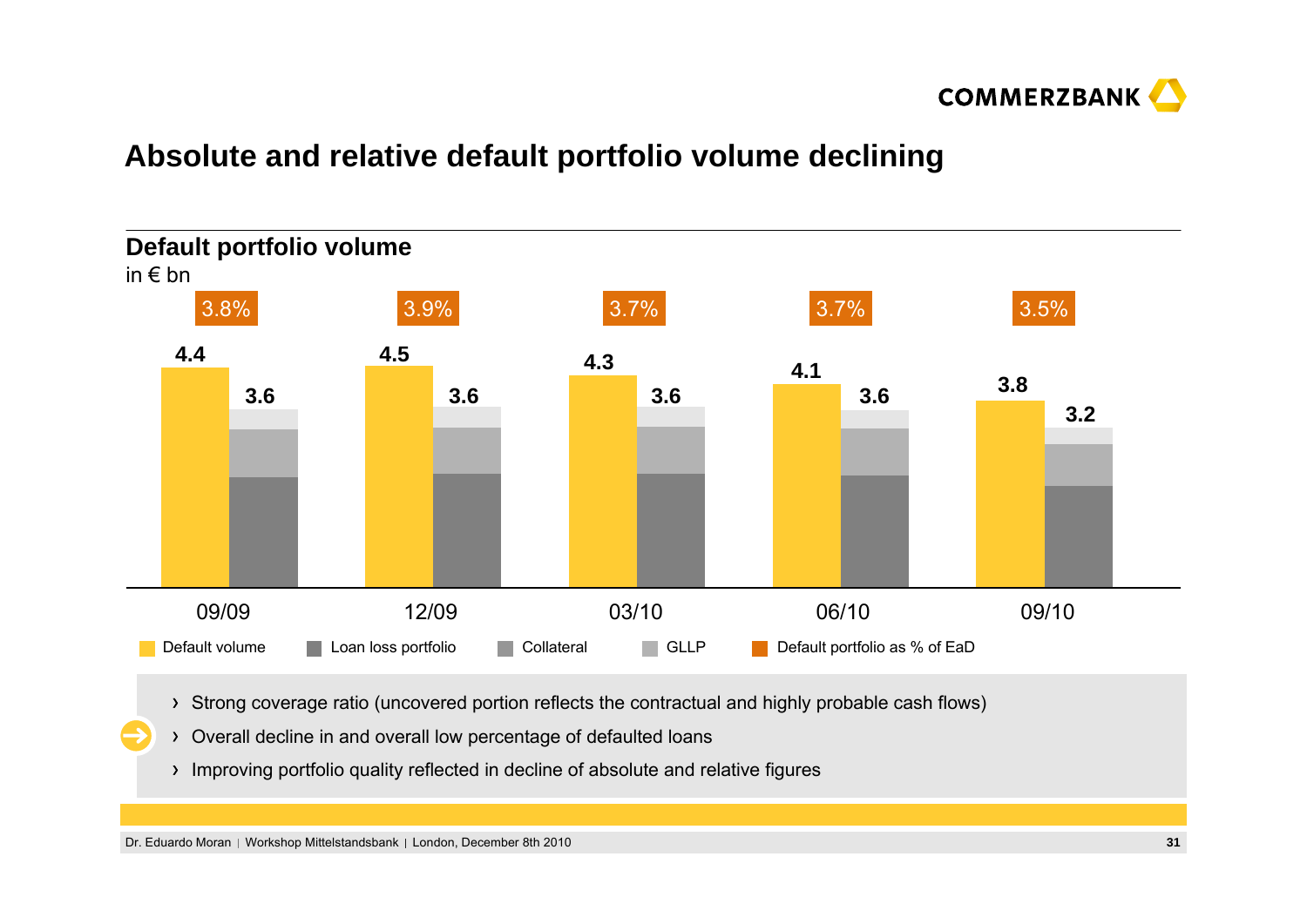# Absolute and relative default portfolio volume declining

## Default portfolio volume

in € bn

| | 09/09 | 12/09 | 03/10 | 06/10 | 09/10 |
|---|---|---|---|---|---|
| Default portfolio as % of EaD | 3.8% | 3.9% | 3.7% | 3.7% | 3.5% |
| Default volume | 4.4 | 4.5 | 4.3 | 4.1 | 3.8 |
| Loan loss portfolio (Collateral + GLLP) | 3.6 | 3.6 | 3.6 | 3.6 | 3.2 |

Default volume | Loan loss portfolio | Collateral | GLLP | Default portfolio as % of EaD

- Strong coverage ratio (uncovered portion reflects the contractual and highly probable cash flows)
- Overall decline in and overall low percentage of defaulted loans
- Improving portfolio quality reflected in decline of absolute and relative figures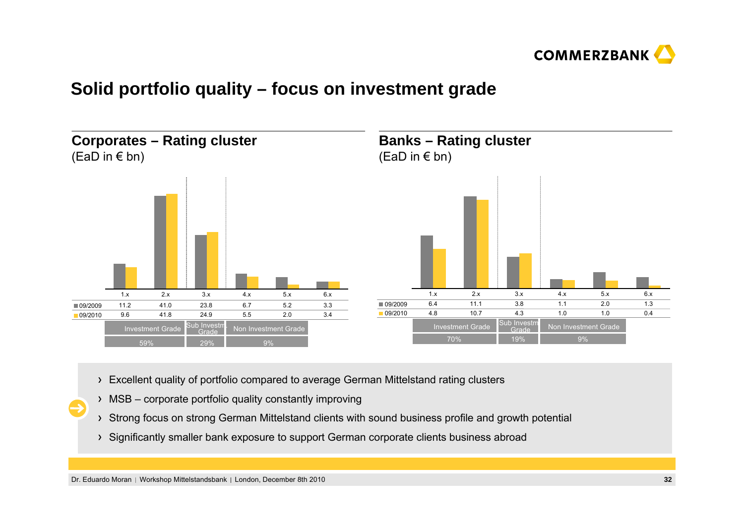# Solid portfolio quality – focus on investment grade

## Corporates – Rating cluster

(EaD in € bn)

| | 1.x | 2.x | 3.x | 4.x | 5.x | 6.x |
|---|---|---|---|---|---|---|
| 09/2009 | 11.2 | 41.0 | 23.8 | 6.7 | 5.2 | 3.3 |
| 09/2010 | 9.6 | 41.8 | 24.9 | 5.5 | 2.0 | 3.4 |
| | Investment Grade | | Sub Investm. Grade | Non Investment Grade | | |
| | 59% | | 29% | 9% | | |

## Banks – Rating cluster

(EaD in € bn)

| | 1.x | 2.x | 3.x | 4.x | 5.x | 6.x |
|---|---|---|---|---|---|---|
| 09/2009 | 6.4 | 11.1 | 3.8 | 1.1 | 2.0 | 1.3 |
| 09/2010 | 4.8 | 10.7 | 4.3 | 1.0 | 1.0 | 0.4 |
| | Investment Grade | | Sub Investm. Grade | Non Investment Grade | | |
| | 70% | | 19% | 9% | | |

- Excellent quality of portfolio compared to average German Mittelstand rating clusters
- MSB – corporate portfolio quality constantly improving
- Strong focus on strong German Mittelstand clients with sound business profile and growth potential
- Significantly smaller bank exposure to support German corporate clients business abroad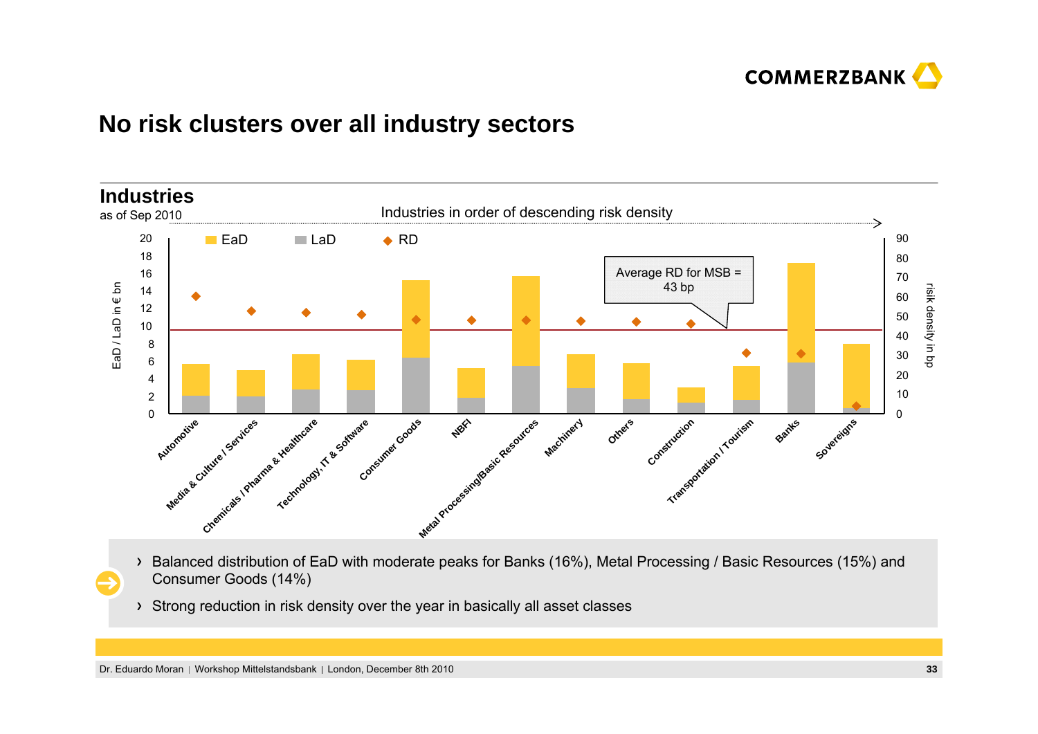# No risk clusters over all industry sectors

## Industries

as of Sep 2010

Industries in order of descending risk density

EaD / LaD in € bn

risk density in bp

EaD LaD RD

Average RD for MSB = 43 bp

Automotive, Media & Culture / Services, Chemicals / Pharma & Healthcare, Technology, IT & Software, Consumer Goods, NBFI, Metal Processing/Basic Resources, Machinery, Others, Construction, Transportation / Tourism, Banks, Sovereigns

- Balanced distribution of EaD with moderate peaks for Banks (16%), Metal Processing / Basic Resources (15%) and Consumer Goods (14%)
- Strong reduction in risk density over the year in basically all asset classes

Dr. Eduardo Moran | Workshop Mittelstandsbank | London, December 8th 2010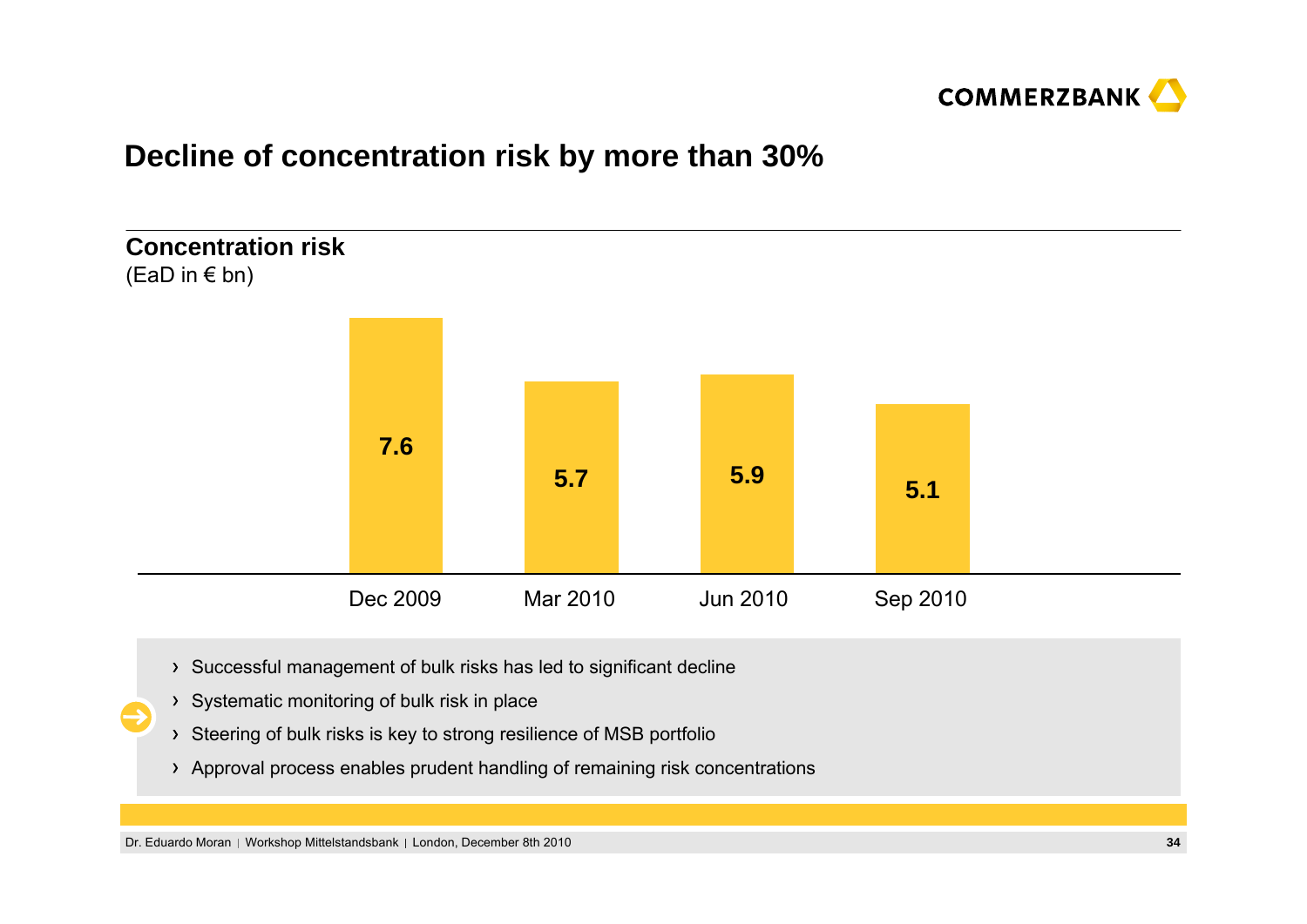# Decline of concentration risk by more than 30%

**Concentration risk**
(EaD in € bn)

| Dec 2009 | Mar 2010 | Jun 2010 | Sep 2010 |
|---|---|---|---|
| 7.6 | 5.7 | 5.9 | 5.1 |

- Successful management of bulk risks has led to significant decline
- Systematic monitoring of bulk risk in place
- Steering of bulk risks is key to strong resilience of MSB portfolio
- Approval process enables prudent handling of remaining risk concentrations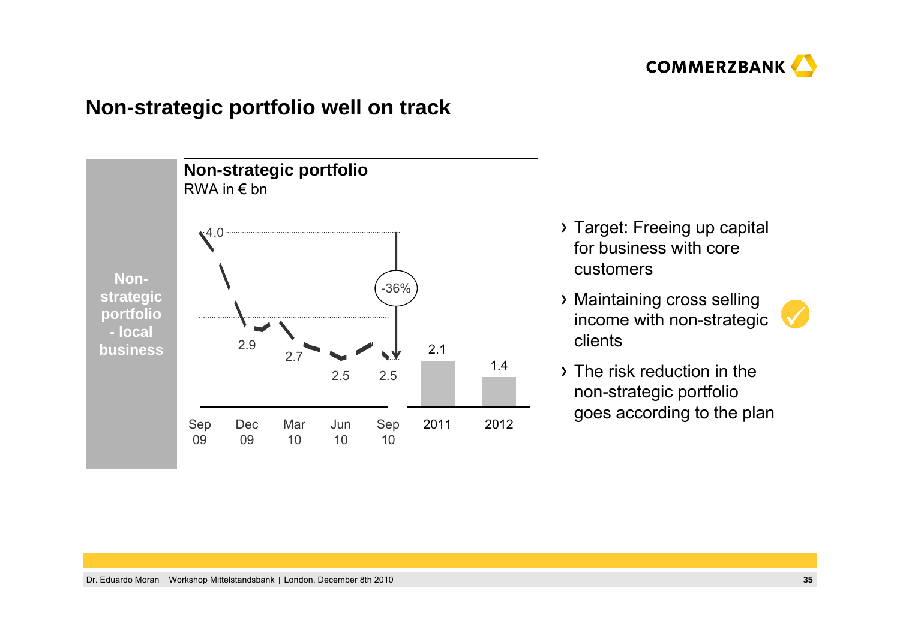# Non-strategic portfolio well on track

**Non-strategic portfolio - local business**

## Non-strategic portfolio

RWA in € bn

| Sep 09 | Dec 09 | Mar 10 | Jun 10 | Sep 10 | 2011 | 2012 |
|---|---|---|---|---|---|---|
| 4.0 | 2.9 | 2.7 | 2.5 | 2.5 | 2.1 | 1.4 |

-36%

- Target: Freeing up capital for business with core customers
- Maintaining cross selling income with non-strategic clients
- The risk reduction in the non-strategic portfolio goes according to the plan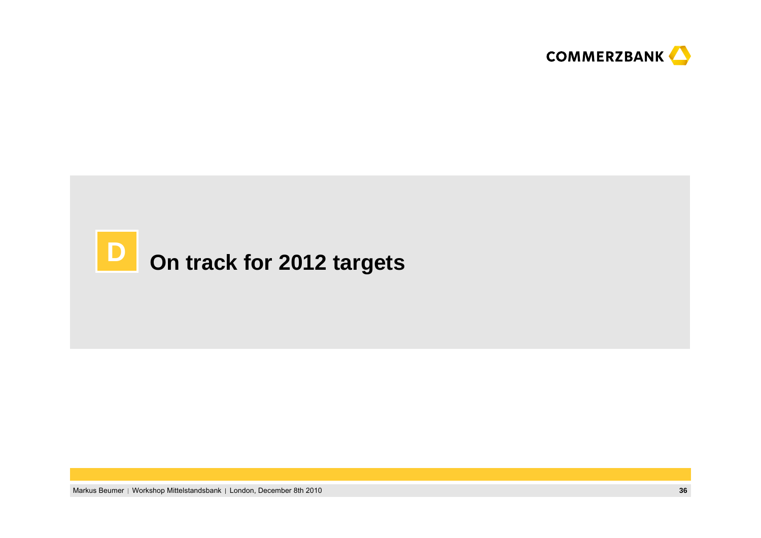# D On track for 2012 targets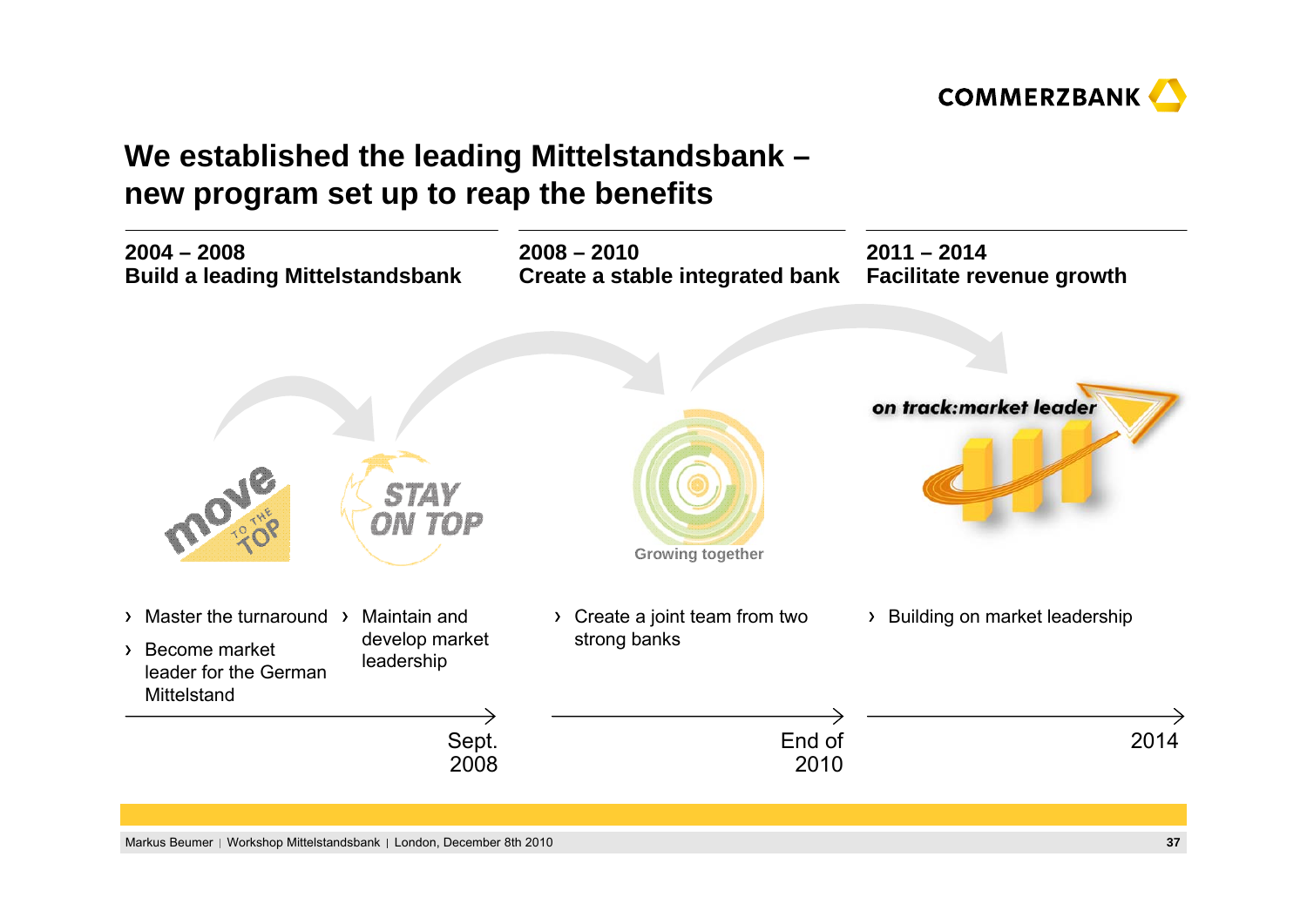# We established the leading Mittelstandsbank – new program set up to reap the benefits

## 2004 – 2008
**Build a leading Mittelstandsbank**

move TO THE TOP

- Master the turnaround
- Become market leader for the German Mittelstand

STAY ON TOP

- Maintain and develop market leadership

Sept. 2008

## 2008 – 2010
**Create a stable integrated bank**

Growing together

- Create a joint team from two strong banks

End of 2010

## 2011 – 2014
**Facilitate revenue growth**

on track:market leader

- Building on market leadership

2014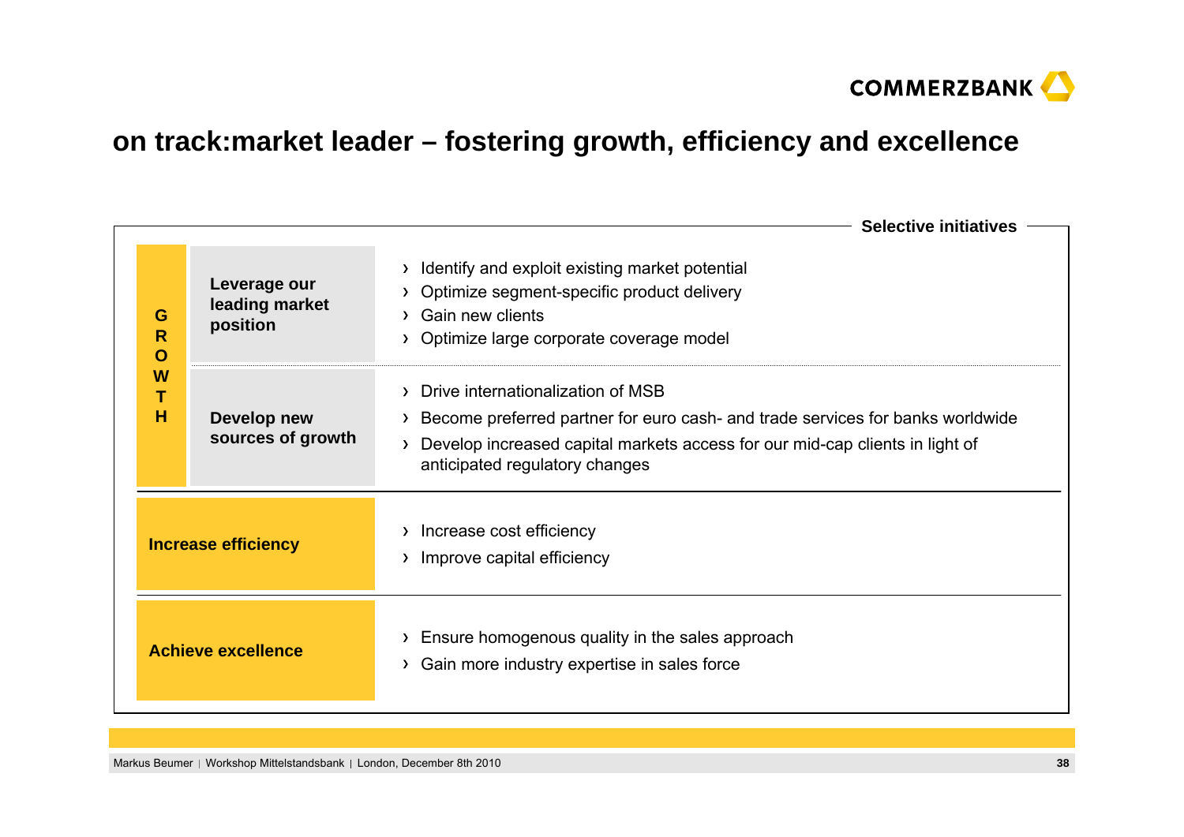# on track:market leader – fostering growth, efficiency and excellence

**Selective initiatives**

| | | |
|---|---|---|
| **GROWTH** | **Leverage our leading market position** | › Identify and exploit existing market potential<br>› Optimize segment-specific product delivery<br>› Gain new clients<br>› Optimize large corporate coverage model |
| | **Develop new sources of growth** | › Drive internationalization of MSB<br>› Become preferred partner for euro cash- and trade services for banks worldwide<br>› Develop increased capital markets access for our mid-cap clients in light of anticipated regulatory changes |
| **Increase efficiency** | | › Increase cost efficiency<br>› Improve capital efficiency |
| **Achieve excellence** | | › Ensure homogenous quality in the sales approach<br>› Gain more industry expertise in sales force |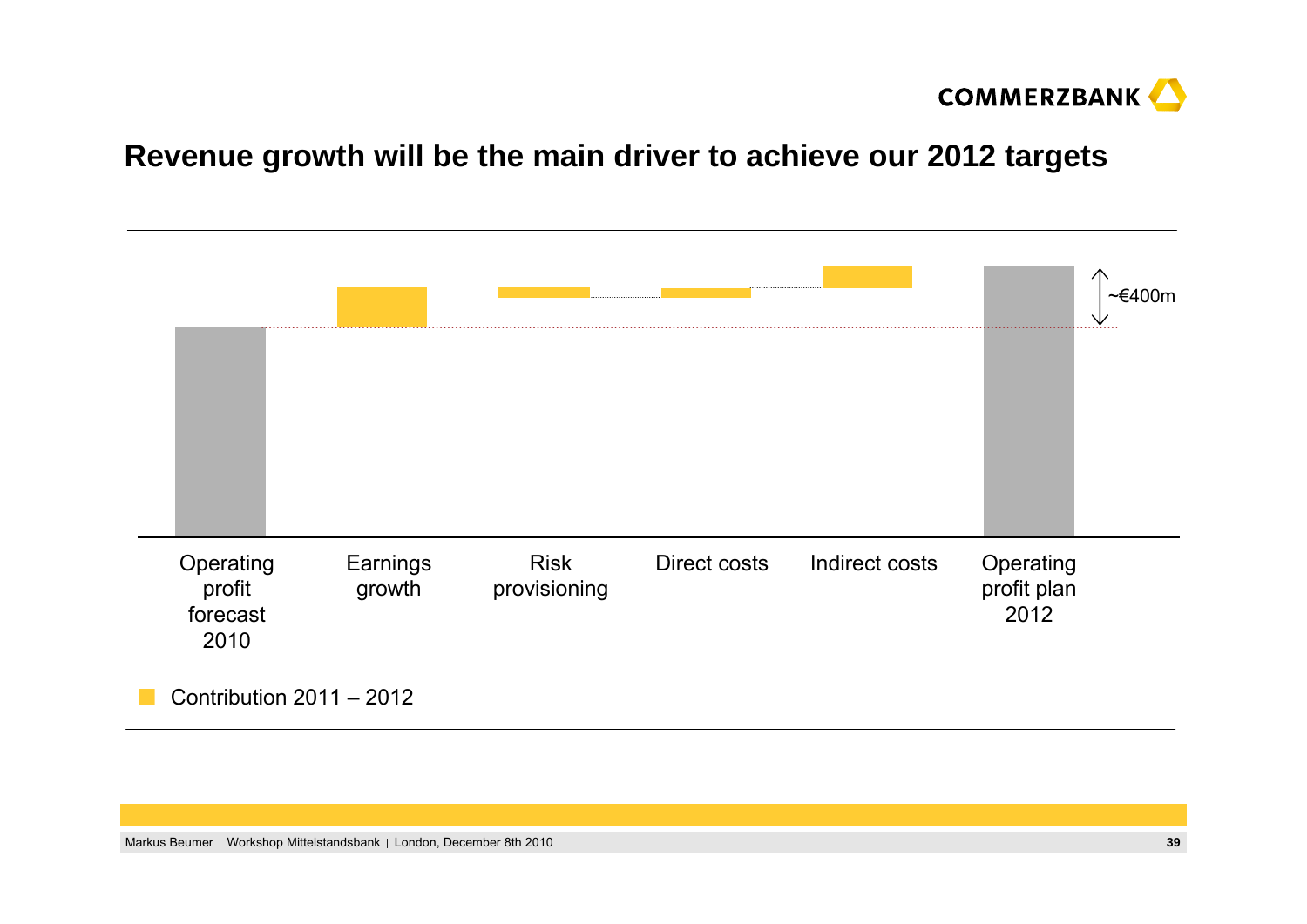# Revenue growth will be the main driver to achieve our 2012 targets

~€400m

Operating profit forecast 2010 | Earnings growth | Risk provisioning | Direct costs | Indirect costs | Operating profit plan 2012

Contribution 2011 – 2012

Markus Beumer | Workshop Mittelstandsbank | London, December 8th 2010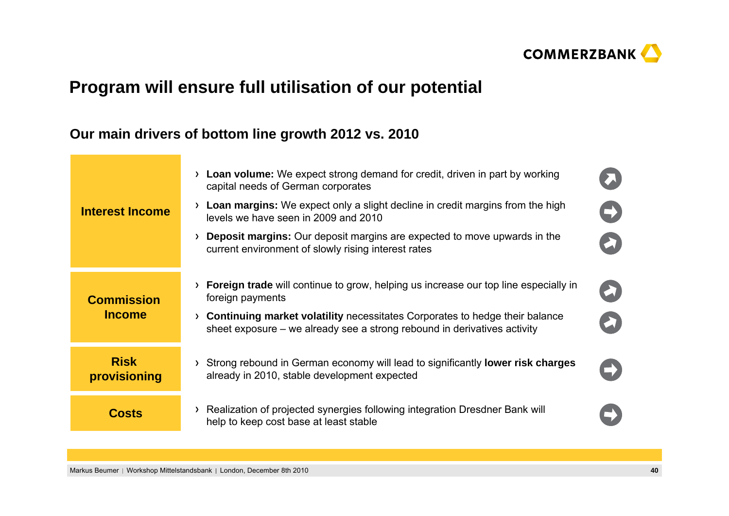# Program will ensure full utilisation of our potential

## Our main drivers of bottom line growth 2012 vs. 2010

| | | |
|---|---|---|
| **Interest Income** | › **Loan volume:** We expect strong demand for credit, driven in part by working capital needs of German corporates | ↗ |
| | › **Loan margins:** We expect only a slight decline in credit margins from the high levels we have seen in 2009 and 2010 | → |
| | › **Deposit margins:** Our deposit margins are expected to move upwards in the current environment of slowly rising interest rates | ↗ |
| **Commission Income** | › **Foreign trade** will continue to grow, helping us increase our top line especially in foreign payments | ↗ |
| | › **Continuing market volatility** necessitates Corporates to hedge their balance sheet exposure – we already see a strong rebound in derivatives activity | ↗ |
| **Risk provisioning** | › Strong rebound in German economy will lead to significantly **lower risk charges** already in 2010, stable development expected | → |
| **Costs** | › Realization of projected synergies following integration Dresdner Bank will help to keep cost base at least stable | → |

Markus Beumer | Workshop Mittelstandsbank | London, December 8th 2010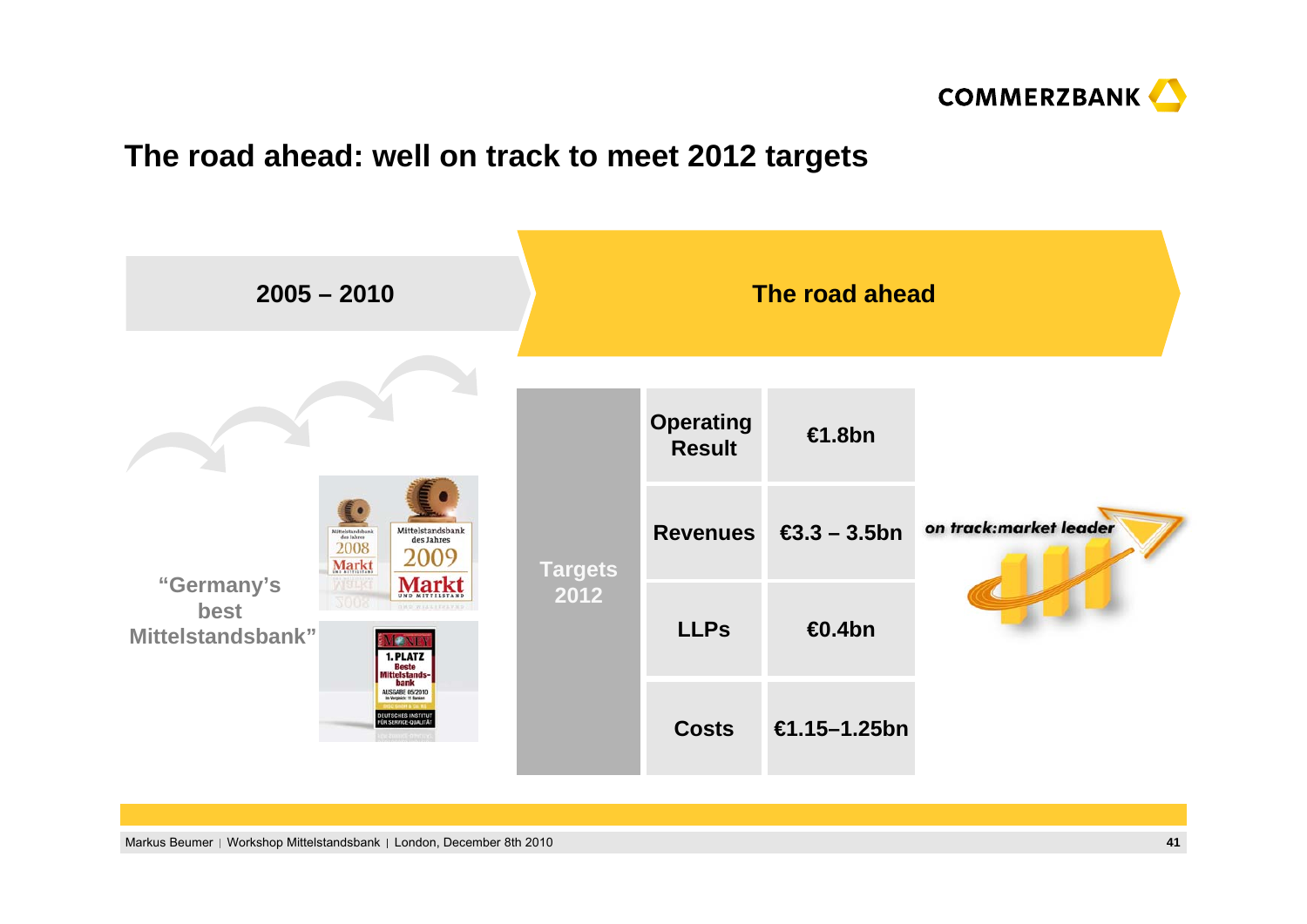# The road ahead: well on track to meet 2012 targets

**2005 – 2010**

**"Germany's best Mittelstandsbank"**

**The road ahead**

| Targets 2012 | | |
|---|---|---|
| | Operating Result | €1.8bn |
| | Revenues | €3.3 – 3.5bn |
| | LLPs | €0.4bn |
| | Costs | €1.15–1.25bn |

*on track:market leader*

Markus Beumer | Workshop Mittelstandsbank | London, December 8th 2010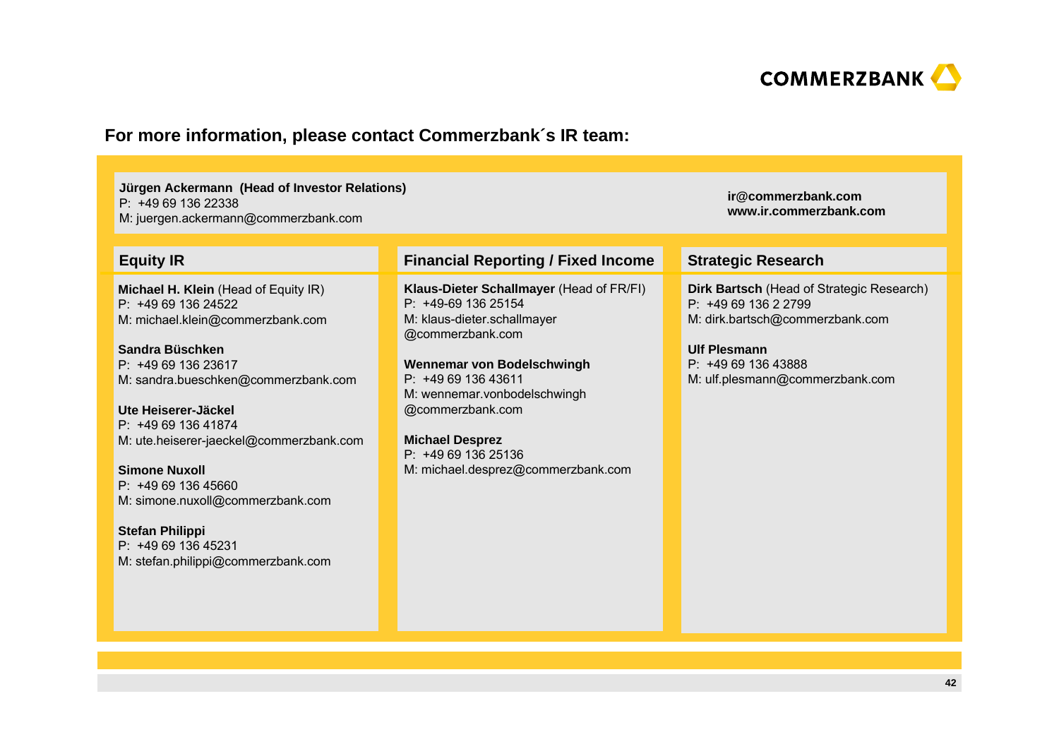COMMERZBANK

## For more information, please contact Commerzbank´s IR team:

**Jürgen Ackermann (Head of Investor Relations)**
P: +49 69 136 22338
M: juergen.ackermann@commerzbank.com

**ir@commerzbank.com**
**www.ir.commerzbank.com**

### Equity IR

**Michael H. Klein** (Head of Equity IR)
P: +49 69 136 24522
M: michael.klein@commerzbank.com

**Sandra Büschken**
P: +49 69 136 23617
M: sandra.bueschken@commerzbank.com

**Ute Heiserer-Jäckel**
P: +49 69 136 41874
M: ute.heiserer-jaeckel@commerzbank.com

**Simone Nuxoll**
P: +49 69 136 45660
M: simone.nuxoll@commerzbank.com

**Stefan Philippi**
P: +49 69 136 45231
M: stefan.philippi@commerzbank.com

### Financial Reporting / Fixed Income

**Klaus-Dieter Schallmayer** (Head of FR/FI)
P: +49-69 136 25154
M: klaus-dieter.schallmayer@commerzbank.com

**Wennemar von Bodelschwingh**
P: +49 69 136 43611
M: wennemar.vonbodelschwingh@commerzbank.com

**Michael Desprez**
P: +49 69 136 25136
M: michael.desprez@commerzbank.com

### Strategic Research

**Dirk Bartsch** (Head of Strategic Research)
P: +49 69 136 2 2799
M: dirk.bartsch@commerzbank.com

**Ulf Plesmann**
P: +49 69 136 43888
M: ulf.plesmann@commerzbank.com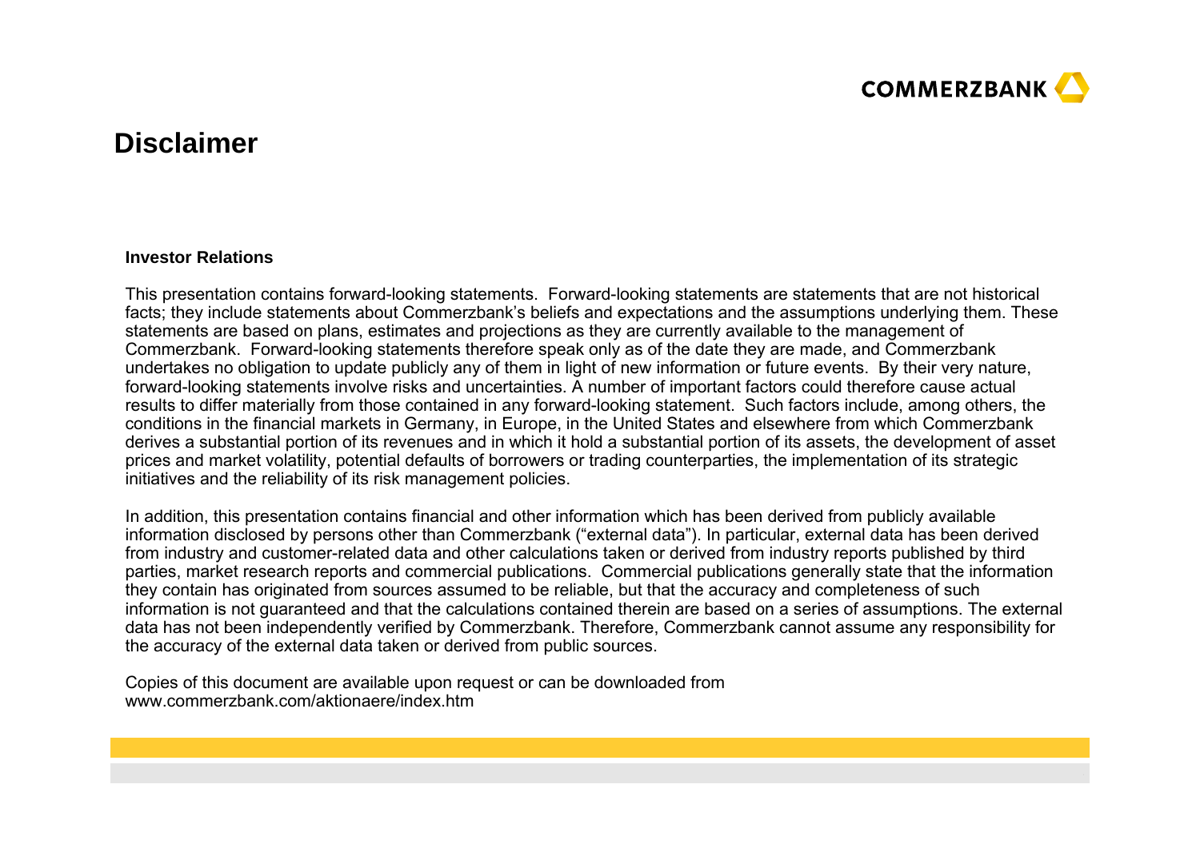# Disclaimer

**Investor Relations**

This presentation contains forward-looking statements. Forward-looking statements are statements that are not historical facts; they include statements about Commerzbank's beliefs and expectations and the assumptions underlying them. These statements are based on plans, estimates and projections as they are currently available to the management of Commerzbank. Forward-looking statements therefore speak only as of the date they are made, and Commerzbank undertakes no obligation to update publicly any of them in light of new information or future events. By their very nature, forward-looking statements involve risks and uncertainties. A number of important factors could therefore cause actual results to differ materially from those contained in any forward-looking statement. Such factors include, among others, the conditions in the financial markets in Germany, in Europe, in the United States and elsewhere from which Commerzbank derives a substantial portion of its revenues and in which it hold a substantial portion of its assets, the development of asset prices and market volatility, potential defaults of borrowers or trading counterparties, the implementation of its strategic initiatives and the reliability of its risk management policies.

In addition, this presentation contains financial and other information which has been derived from publicly available information disclosed by persons other than Commerzbank ("external data"). In particular, external data has been derived from industry and customer-related data and other calculations taken or derived from industry reports published by third parties, market research reports and commercial publications. Commercial publications generally state that the information they contain has originated from sources assumed to be reliable, but that the accuracy and completeness of such information is not guaranteed and that the calculations contained therein are based on a series of assumptions. The external data has not been independently verified by Commerzbank. Therefore, Commerzbank cannot assume any responsibility for the accuracy of the external data taken or derived from public sources.

Copies of this document are available upon request or can be downloaded from www.commerzbank.com/aktionaere/index.htm